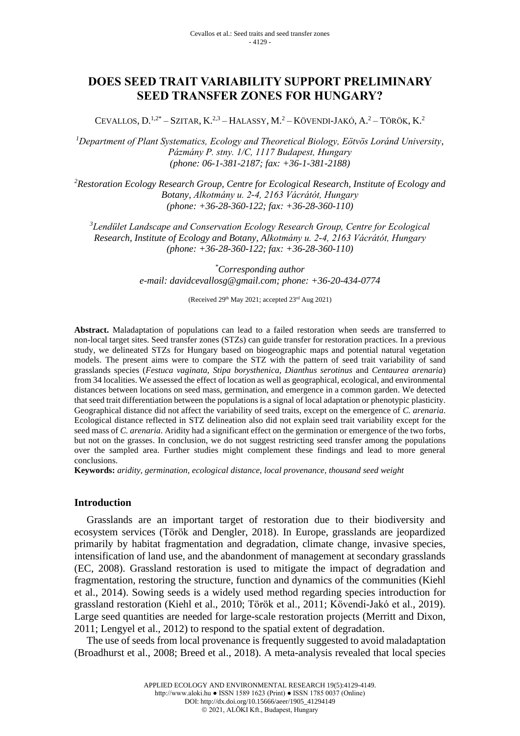# DOES SEED TRAIT VARIABILITY SUPPORT PRELIMINARY SEED TRANSFER ZONES FOR HUNGARY?

CEVALLOS, D.[1,2*] – SZITAR, K.[2,3] – HALASSY, M.[2] – KÖVENDI-JAKÓ, A.[2] – TÖRÖK, K.[2]

[1]*Department of Plant Systematics, Ecology and Theoretical Biology, Eötvös Loránd University, Pázmány P. stny. 1/C, 1117 Budapest, Hungary (phone: 06-1-381-2187; fax: +36-1-381-2188)*

[2]*Restoration Ecology Research Group, Centre for Ecological Research, Institute of Ecology and Botany, Alkotmány u. 2-4, 2163 Vácrátót, Hungary (phone: +36-28-360-122; fax: +36-28-360-110)*

[3]*Lendület Landscape and Conservation Ecology Research Group, Centre for Ecological Research, Institute of Ecology and Botany, Alkotmány u. 2-4, 2163 Vácrátót, Hungary (phone: +36-28-360-122; fax: +36-28-360-110)*

[*]*Corresponding author*
*e-mail: davidcevallosg@gmail.com; phone: +36-20-434-0774*

(Received 29th May 2021; accepted 23rd Aug 2021)

**Abstract.** Maladaptation of populations can lead to a failed restoration when seeds are transferred to non-local target sites. Seed transfer zones (STZs) can guide transfer for restoration practices. In a previous study, we delineated STZs for Hungary based on biogeographic maps and potential natural vegetation models. The present aims were to compare the STZ with the pattern of seed trait variability of sand grasslands species (*Festuca vaginata*, *Stipa borysthenica*, *Dianthus serotinus* and *Centaurea arenaria*) from 34 localities. We assessed the effect of location as well as geographical, ecological, and environmental distances between locations on seed mass, germination, and emergence in a common garden. We detected that seed trait differentiation between the populations is a signal of local adaptation or phenotypic plasticity. Geographical distance did not affect the variability of seed traits, except on the emergence of *C. arenaria*. Ecological distance reflected in STZ delineation also did not explain seed trait variability except for the seed mass of *C. arenaria*. Aridity had a significant effect on the germination or emergence of the two forbs, but not on the grasses. In conclusion, we do not suggest restricting seed transfer among the populations over the sampled area. Further studies might complement these findings and lead to more general conclusions.

**Keywords:** *aridity, germination, ecological distance, local provenance, thousand seed weight*

## Introduction

Grasslands are an important target of restoration due to their biodiversity and ecosystem services (Török and Dengler, 2018). In Europe, grasslands are jeopardized primarily by habitat fragmentation and degradation, climate change, invasive species, intensification of land use, and the abandonment of management at secondary grasslands (EC, 2008). Grassland restoration is used to mitigate the impact of degradation and fragmentation, restoring the structure, function and dynamics of the communities (Kiehl et al., 2014). Sowing seeds is a widely used method regarding species introduction for grassland restoration (Kiehl et al., 2010; Török et al., 2011; Kövendi-Jakó et al., 2019). Large seed quantities are needed for large-scale restoration projects (Merritt and Dixon, 2011; Lengyel et al., 2012) to respond to the spatial extent of degradation.

The use of seeds from local provenance is frequently suggested to avoid maladaptation (Broadhurst et al., 2008; Breed et al., 2018). A meta-analysis revealed that local species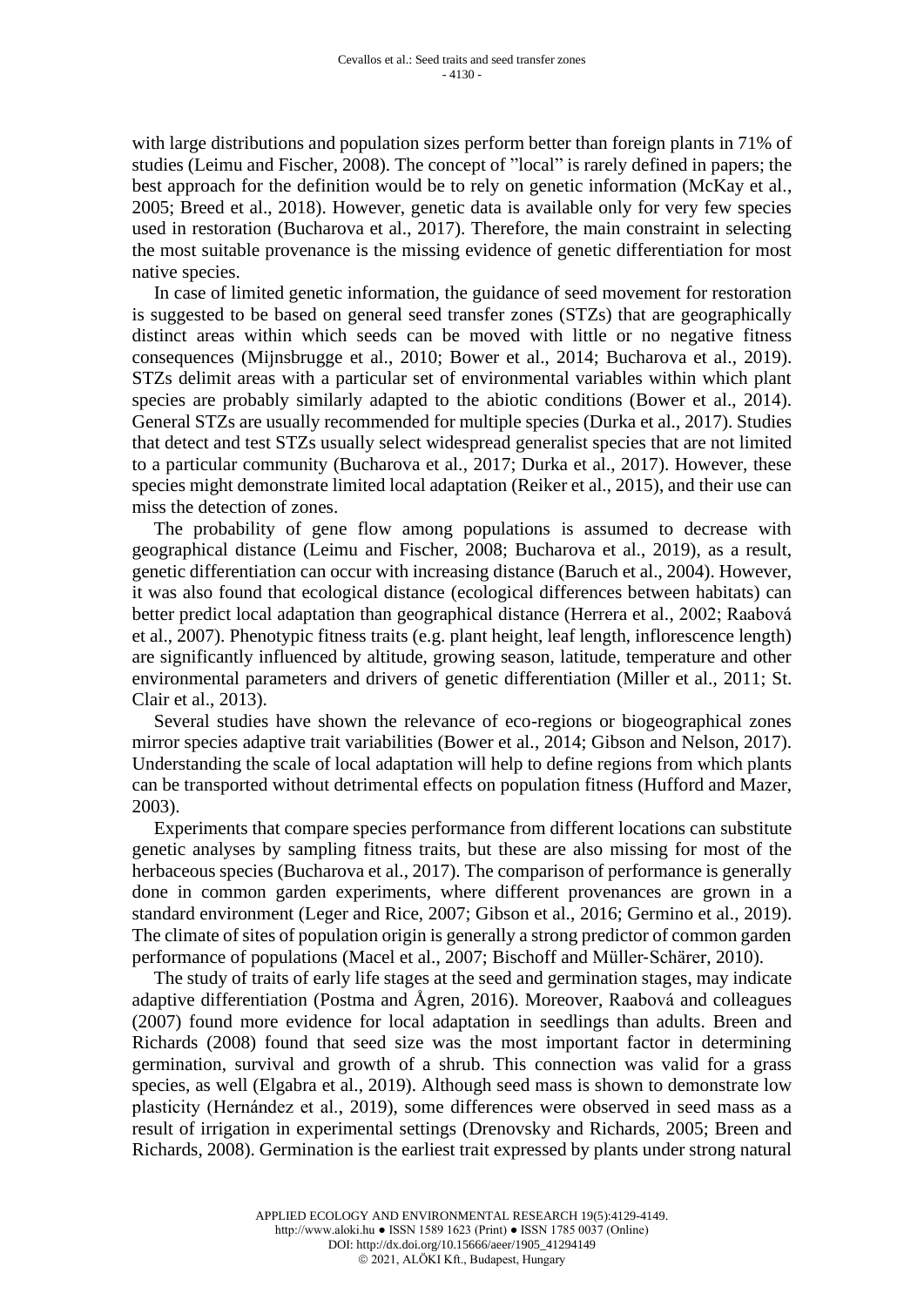with large distributions and population sizes perform better than foreign plants in 71% of studies (Leimu and Fischer, 2008). The concept of "local" is rarely defined in papers; the best approach for the definition would be to rely on genetic information (McKay et al., 2005; Breed et al., 2018). However, genetic data is available only for very few species used in restoration (Bucharova et al., 2017). Therefore, the main constraint in selecting the most suitable provenance is the missing evidence of genetic differentiation for most native species.

In case of limited genetic information, the guidance of seed movement for restoration is suggested to be based on general seed transfer zones (STZs) that are geographically distinct areas within which seeds can be moved with little or no negative fitness consequences (Mijnsbrugge et al., 2010; Bower et al., 2014; Bucharova et al., 2019). STZs delimit areas with a particular set of environmental variables within which plant species are probably similarly adapted to the abiotic conditions (Bower et al., 2014). General STZs are usually recommended for multiple species (Durka et al., 2017). Studies that detect and test STZs usually select widespread generalist species that are not limited to a particular community (Bucharova et al., 2017; Durka et al., 2017). However, these species might demonstrate limited local adaptation (Reiker et al., 2015), and their use can miss the detection of zones.

The probability of gene flow among populations is assumed to decrease with geographical distance (Leimu and Fischer, 2008; Bucharova et al., 2019), as a result, genetic differentiation can occur with increasing distance (Baruch et al., 2004). However, it was also found that ecological distance (ecological differences between habitats) can better predict local adaptation than geographical distance (Herrera et al., 2002; Raabová et al., 2007). Phenotypic fitness traits (e.g. plant height, leaf length, inflorescence length) are significantly influenced by altitude, growing season, latitude, temperature and other environmental parameters and drivers of genetic differentiation (Miller et al., 2011; St. Clair et al., 2013).

Several studies have shown the relevance of eco-regions or biogeographical zones mirror species adaptive trait variabilities (Bower et al., 2014; Gibson and Nelson, 2017). Understanding the scale of local adaptation will help to define regions from which plants can be transported without detrimental effects on population fitness (Hufford and Mazer, 2003).

Experiments that compare species performance from different locations can substitute genetic analyses by sampling fitness traits, but these are also missing for most of the herbaceous species (Bucharova et al., 2017). The comparison of performance is generally done in common garden experiments, where different provenances are grown in a standard environment (Leger and Rice, 2007; Gibson et al., 2016; Germino et al., 2019). The climate of sites of population origin is generally a strong predictor of common garden performance of populations (Macel et al., 2007; Bischoff and Müller-Schärer, 2010).

The study of traits of early life stages at the seed and germination stages, may indicate adaptive differentiation (Postma and Ågren, 2016). Moreover, Raabová and colleagues (2007) found more evidence for local adaptation in seedlings than adults. Breen and Richards (2008) found that seed size was the most important factor in determining germination, survival and growth of a shrub. This connection was valid for a grass species, as well (Elgabra et al., 2019). Although seed mass is shown to demonstrate low plasticity (Hernández et al., 2019), some differences were observed in seed mass as a result of irrigation in experimental settings (Drenovsky and Richards, 2005; Breen and Richards, 2008). Germination is the earliest trait expressed by plants under strong natural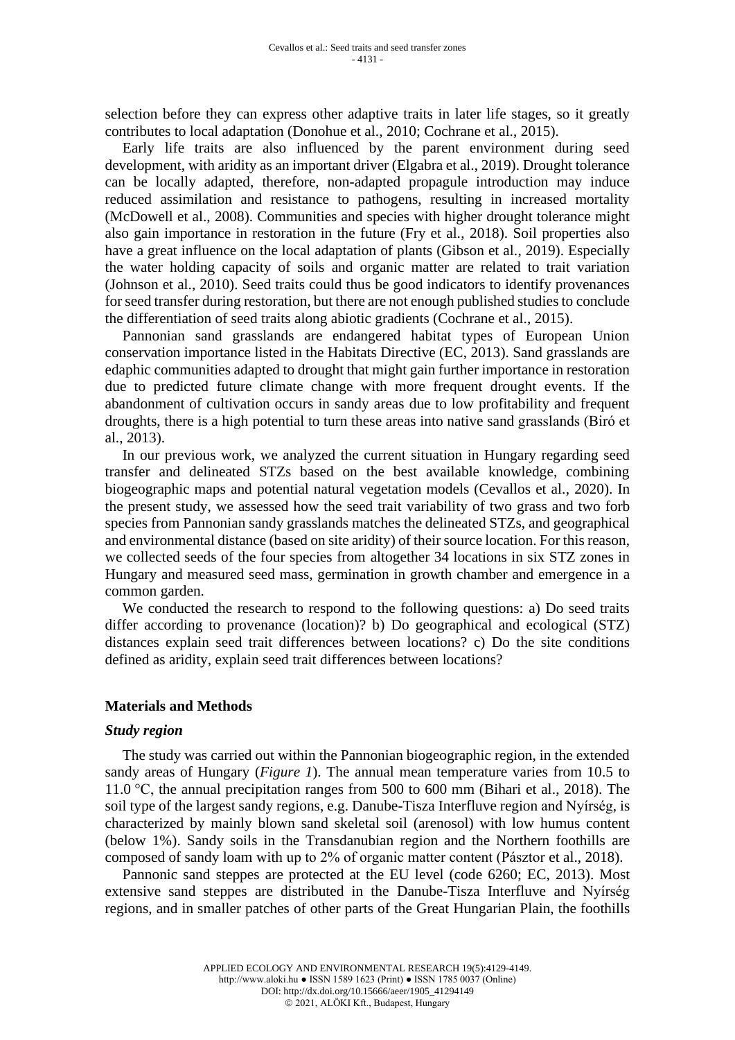selection before they can express other adaptive traits in later life stages, so it greatly contributes to local adaptation (Donohue et al., 2010; Cochrane et al., 2015).

Early life traits are also influenced by the parent environment during seed development, with aridity as an important driver (Elgabra et al., 2019). Drought tolerance can be locally adapted, therefore, non-adapted propagule introduction may induce reduced assimilation and resistance to pathogens, resulting in increased mortality (McDowell et al., 2008). Communities and species with higher drought tolerance might also gain importance in restoration in the future (Fry et al., 2018). Soil properties also have a great influence on the local adaptation of plants (Gibson et al., 2019). Especially the water holding capacity of soils and organic matter are related to trait variation (Johnson et al., 2010). Seed traits could thus be good indicators to identify provenances for seed transfer during restoration, but there are not enough published studies to conclude the differentiation of seed traits along abiotic gradients (Cochrane et al., 2015).

Pannonian sand grasslands are endangered habitat types of European Union conservation importance listed in the Habitats Directive (EC, 2013). Sand grasslands are edaphic communities adapted to drought that might gain further importance in restoration due to predicted future climate change with more frequent drought events. If the abandonment of cultivation occurs in sandy areas due to low profitability and frequent droughts, there is a high potential to turn these areas into native sand grasslands (Biró et al., 2013).

In our previous work, we analyzed the current situation in Hungary regarding seed transfer and delineated STZs based on the best available knowledge, combining biogeographic maps and potential natural vegetation models (Cevallos et al., 2020). In the present study, we assessed how the seed trait variability of two grass and two forb species from Pannonian sandy grasslands matches the delineated STZs, and geographical and environmental distance (based on site aridity) of their source location. For this reason, we collected seeds of the four species from altogether 34 locations in six STZ zones in Hungary and measured seed mass, germination in growth chamber and emergence in a common garden.

We conducted the research to respond to the following questions: a) Do seed traits differ according to provenance (location)? b) Do geographical and ecological (STZ) distances explain seed trait differences between locations? c) Do the site conditions defined as aridity, explain seed trait differences between locations?

## Materials and Methods

### *Study region*

The study was carried out within the Pannonian biogeographic region, in the extended sandy areas of Hungary (*Figure 1*). The annual mean temperature varies from 10.5 to 11.0 °C, the annual precipitation ranges from 500 to 600 mm (Bihari et al., 2018). The soil type of the largest sandy regions, e.g. Danube-Tisza Interfluve region and Nyírség, is characterized by mainly blown sand skeletal soil (arenosol) with low humus content (below 1%). Sandy soils in the Transdanubian region and the Northern foothills are composed of sandy loam with up to 2% of organic matter content (Pásztor et al., 2018).

Pannonic sand steppes are protected at the EU level (code 6260; EC, 2013). Most extensive sand steppes are distributed in the Danube-Tisza Interfluve and Nyírség regions, and in smaller patches of other parts of the Great Hungarian Plain, the foothills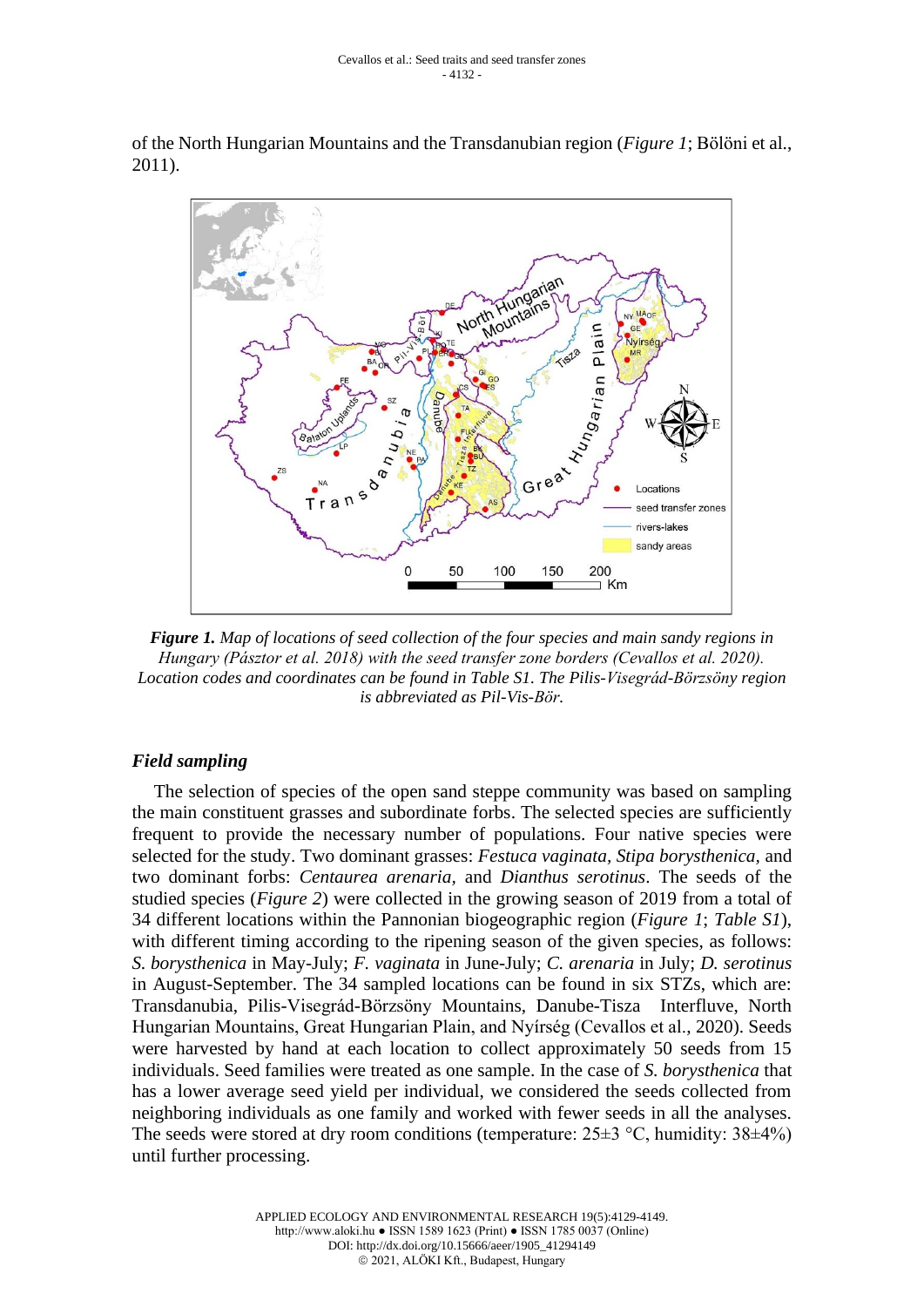of the North Hungarian Mountains and the Transdanubian region (*Figure 1*; Bölöni et al., 2011).

***Figure 1.*** *Map of locations of seed collection of the four species and main sandy regions in Hungary (Pásztor et al. 2018) with the seed transfer zone borders (Cevallos et al. 2020). Location codes and coordinates can be found in Table S1. The Pilis-Visegrád-Börzsöny region is abbreviated as Pil-Vis-Bör.*

### *Field sampling*

The selection of species of the open sand steppe community was based on sampling the main constituent grasses and subordinate forbs. The selected species are sufficiently frequent to provide the necessary number of populations. Four native species were selected for the study. Two dominant grasses: *Festuca vaginata*, *Stipa borysthenica*, and two dominant forbs: *Centaurea arenaria*, and *Dianthus serotinus*. The seeds of the studied species (*Figure 2*) were collected in the growing season of 2019 from a total of 34 different locations within the Pannonian biogeographic region (*Figure 1*; *Table S1*), with different timing according to the ripening season of the given species, as follows: *S. borysthenica* in May-July; *F. vaginata* in June-July; *C. arenaria* in July; *D. serotinus* in August-September. The 34 sampled locations can be found in six STZs, which are: Transdanubia, Pilis-Börzsöny Mountains, Danube-Tisza Interfluve, North Hungarian Mountains, Great Hungarian Plain, and Nyírség (Cevallos et al., 2020). Seeds were harvested by hand at each location to collect approximately 50 seeds from 15 individuals. Seed families were treated as one sample. In the case of *S. borysthenica* that has a lower average seed yield per individual, we considered the seeds collected from neighboring individuals as one family and worked with fewer seeds in all the analyses. The seeds were stored at dry room conditions (temperature: 25±3 °C, humidity: 38±4%) until further processing.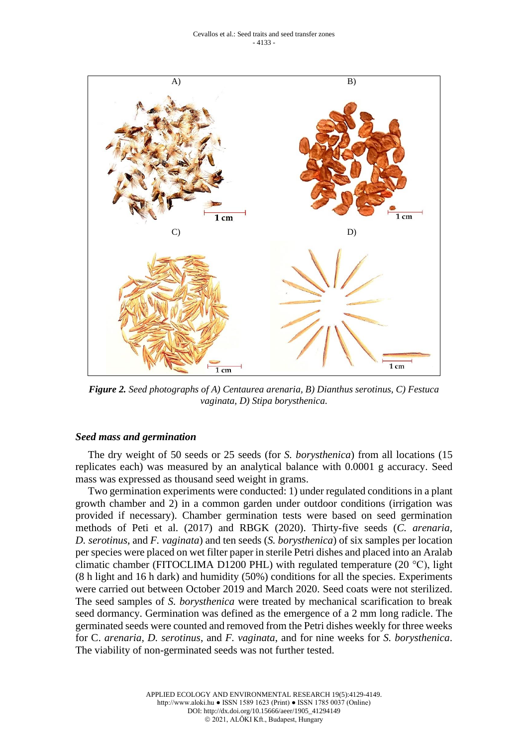*Figure 2. Seed photographs of A) Centaurea arenaria, B) Dianthus serotinus, C) Festuca vaginata, D) Stipa borysthenica.*

### *Seed mass and germination*

The dry weight of 50 seeds or 25 seeds (for *S. borysthenica*) from all locations (15 replicates each) was measured by an analytical balance with 0.0001 g accuracy. Seed mass was expressed as thousand seed weight in grams.

Two germination experiments were conducted: 1) under regulated conditions in a plant growth chamber and 2) in a common garden under outdoor conditions (irrigation was provided if necessary). Chamber germination tests were based on seed germination methods of Peti et al. (2017) and RBGK (2020). Thirty-five seeds (*C. arenaria*, *D. serotinus*, and *F. vaginata*) and ten seeds (*S. borysthenica*) of six samples per location per species were placed on wet filter paper in sterile Petri dishes and placed into an Aralab climatic chamber (FITOCLIMA D1200 PHL) with regulated temperature (20 °C), light (8 h light and 16 h dark) and humidity (50%) conditions for all the species. Experiments were carried out between October 2019 and March 2020. Seed coats were not sterilized. The seed samples of *S. borysthenica* were treated by mechanical scarification to break seed dormancy. Germination was defined as the emergence of a 2 mm long radicle. The germinated seeds were counted and removed from the Petri dishes weekly for three weeks for C. *arenaria*, *D. serotinus*, and *F. vaginata*, and for nine weeks for *S. borysthenica*. The viability of non-germinated seeds was not further tested.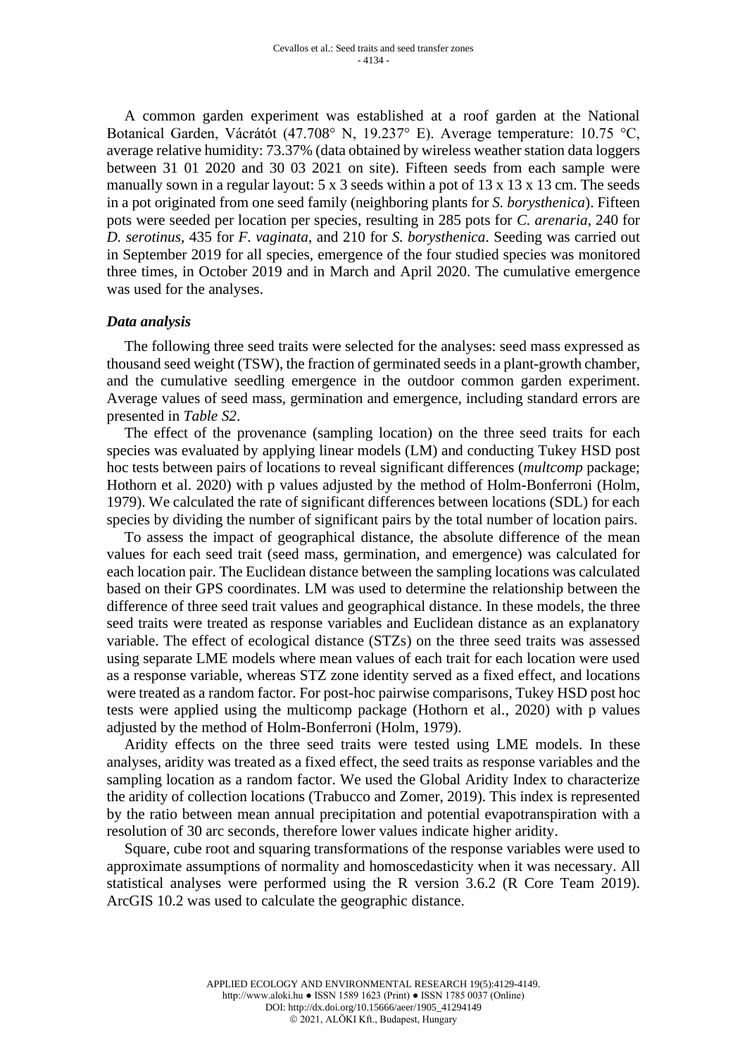A common garden experiment was established at a roof garden at the National Botanical Garden, Vácrátót (47.708° N, 19.237° E). Average temperature: 10.75 °C, average relative humidity: 73.37% (data obtained by wireless weather station data loggers between 31 01 2020 and 30 03 2021 on site). Fifteen seeds from each sample were manually sown in a regular layout: 5 x 3 seeds within a pot of 13 x 13 x 13 cm. The seeds in a pot originated from one seed family (neighboring plants for *S. borysthenica*). Fifteen pots were seeded per location per species, resulting in 285 pots for *C. arenaria*, 240 for *D. serotinus*, 435 for *F. vaginata*, and 210 for *S. borysthenica*. Seeding was carried out in September 2019 for all species, emergence of the four studied species was monitored three times, in October 2019 and in March and April 2020. The cumulative emergence was used for the analyses.

### *Data analysis*

The following three seed traits were selected for the analyses: seed mass expressed as thousand seed weight (TSW), the fraction of germinated seeds in a plant-growth chamber, and the cumulative seedling emergence in the outdoor common garden experiment. Average values of seed mass, germination and emergence, including standard errors are presented in *Table S2*.

The effect of the provenance (sampling location) on the three seed traits for each species was evaluated by applying linear models (LM) and conducting Tukey HSD post hoc tests between pairs of locations to reveal significant differences (*multcomp* package; Hothorn et al. 2020) with p values adjusted by the method of Holm-Bonferroni (Holm, 1979). We calculated the rate of significant differences between locations (SDL) for each species by dividing the number of significant pairs by the total number of location pairs.

To assess the impact of geographical distance, the absolute difference of the mean values for each seed trait (seed mass, germination, and emergence) was calculated for each location pair. The Euclidean distance between the sampling locations was calculated based on their GPS coordinates. LM was used to determine the relationship between the difference of three seed trait values and geographical distance. In these models, the three seed traits were treated as response variables and Euclidean distance as an explanatory variable. The effect of ecological distance (STZs) on the three seed traits was assessed using separate LME models where mean values of each trait for each location were used as a response variable, whereas STZ zone identity served as a fixed effect, and locations were treated as a random factor. For post-hoc pairwise comparisons, Tukey HSD post hoc tests were applied using the multicomp package (Hothorn et al., 2020) with p values adjusted by the method of Holm-Bonferroni (Holm, 1979).

Aridity effects on the three seed traits were tested using LME models. In these analyses, aridity was treated as a fixed effect, the seed traits as response variables and the sampling location as a random factor. We used the Global Aridity Index to characterize the aridity of collection locations (Trabucco and Zomer, 2019). This index is represented by the ratio between mean annual precipitation and potential evapotranspiration with a resolution of 30 arc seconds, therefore lower values indicate higher aridity.

Square, cube root and squaring transformations of the response variables were used to approximate assumptions of normality and homoscedasticity when it was necessary. All statistical analyses were performed using the R version 3.6.2 (R Core Team 2019). ArcGIS 10.2 was used to calculate the geographic distance.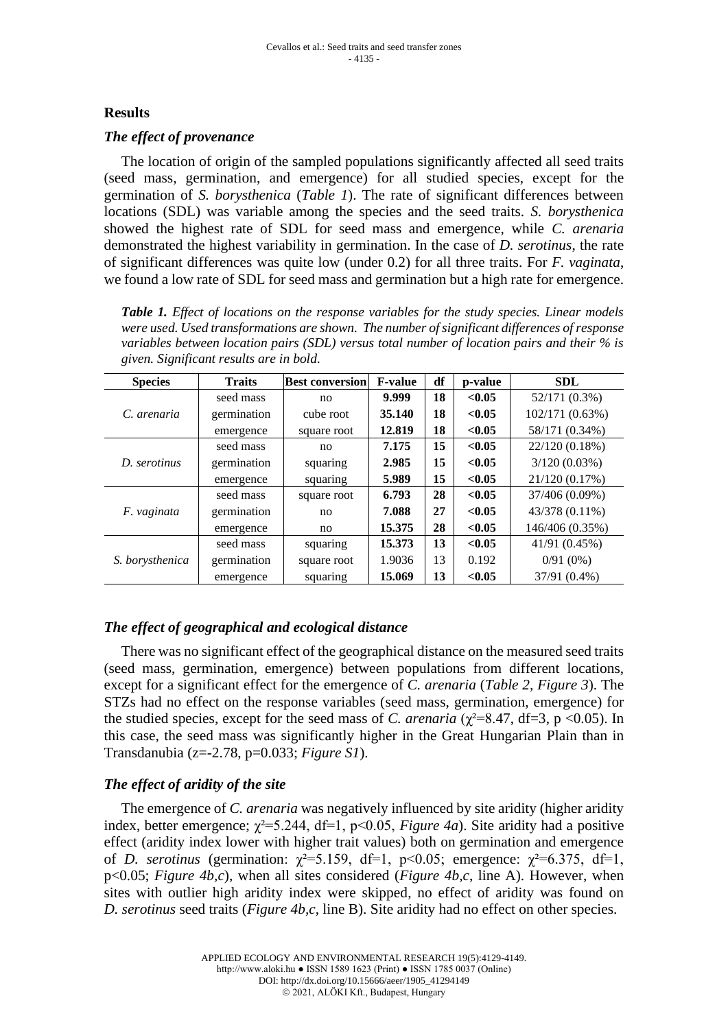## Results

### *The effect of provenance*

The location of origin of the sampled populations significantly affected all seed traits (seed mass, germination, and emergence) for all studied species, except for the germination of *S. borysthenica* (*Table 1*). The rate of significant differences between locations (SDL) was variable among the species and the seed traits. *S. borysthenica* showed the highest rate of SDL for seed mass and emergence, while *C. arenaria* demonstrated the highest variability in germination. In the case of *D. serotinus*, the rate of significant differences was quite low (under 0.2) for all three traits. For *F. vaginata*, we found a low rate of SDL for seed mass and germination but a high rate for emergence.

***Table 1.*** *Effect of locations on the response variables for the study species. Linear models were used. Used transformations are shown. The number of significant differences of response variables between location pairs (SDL) versus total number of location pairs and their % is given. Significant results are in bold.*

| Species | Traits | Best conversion | F-value | df | p-value | SDL |
|---|---|---|---|---|---|---|
| *C. arenaria* | seed mass | no | **9.999** | **18** | **<0.05** | 52/171 (0.3%) |
| | germination | cube root | **35.140** | **18** | **<0.05** | 102/171 (0.63%) |
| | emergence | square root | **12.819** | **18** | **<0.05** | 58/171 (0.34%) |
| *D. serotinus* | seed mass | no | **7.175** | **15** | **<0.05** | 22/120 (0.18%) |
| | germination | squaring | **2.985** | **15** | **<0.05** | 3/120 (0.03%) |
| | emergence | squaring | **5.989** | **15** | **<0.05** | 21/120 (0.17%) |
| *F. vaginata* | seed mass | square root | **6.793** | **28** | **<0.05** | 37/406 (0.09%) |
| | germination | no | **7.088** | **27** | **<0.05** | 43/378 (0.11%) |
| | emergence | no | **15.375** | **28** | **<0.05** | 146/406 (0.35%) |
| *S. borysthenica* | seed mass | squaring | **15.373** | **13** | **<0.05** | 41/91 (0.45%) |
| | germination | square root | 1.9036 | 13 | 0.192 | 0/91 (0%) |
| | emergence | squaring | **15.069** | **13** | **<0.05** | 37/91 (0.4%) |

### *The effect of geographical and ecological distance*

There was no significant effect of the geographical distance on the measured seed traits (seed mass, germination, emergence) between populations from different locations, except for a significant effect for the emergence of *C. arenaria* (*Table 2, Figure 3*). The STZs had no effect on the response variables (seed mass, germination, emergence) for the studied species, except for the seed mass of *C. arenaria* ($\chi^2$=8.47, df=3, p <0.05). In this case, the seed mass was significantly higher in the Great Hungarian Plain than in Transdanubia (z=-2.78, p=0.033; *Figure S1*).

### *The effect of aridity of the site*

The emergence of *C. arenaria* was negatively influenced by site aridity (higher aridity index, better emergence; $\chi^2$=5.244, df=1, p<0.05, *Figure 4a*). Site aridity had a positive effect (aridity index lower with higher trait values) both on germination and emergence of *D. serotinus* (germination: $\chi^2$=5.159, df=1, p<0.05; emergence: $\chi^2$=6.375, df=1, p<0.05; *Figure 4b,c*), when all sites considered (*Figure 4b,c*, line A). However, when sites with outlier high aridity index were skipped, no effect of aridity was found on *D. serotinus* seed traits (*Figure 4b,c*, line B). Site aridity had no effect on other species.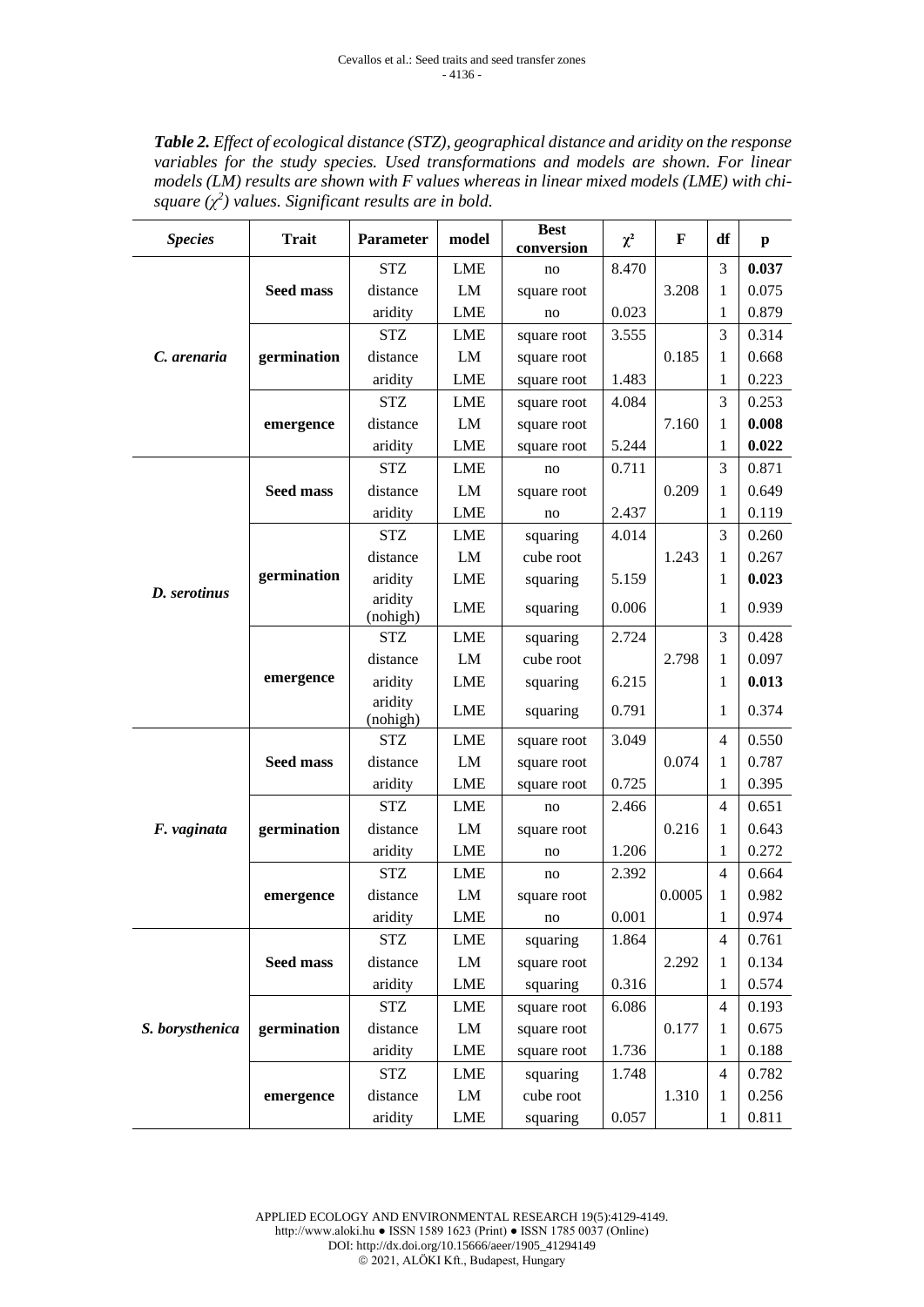***Table 2.** Effect of ecological distance (STZ), geographical distance and aridity on the response variables for the study species. Used transformations and models are shown. For linear models (LM) results are shown with F values whereas in linear mixed models (LME) with chi-square ($\chi^2$) values. Significant results are in bold.*

| *Species* | Trait | Parameter | model | Best conversion | $\chi^2$ | F | df | p |
|---|---|---|---|---|---|---|---|---|
| ***C. arenaria*** | **Seed mass** | STZ | LME | no | 8.470 | | 3 | **0.037** |
| | | distance | LM | square root | | 3.208 | 1 | 0.075 |
| | | aridity | LME | no | 0.023 | | 1 | 0.879 |
| | **germination** | STZ | LME | square root | 3.555 | | 3 | 0.314 |
| | | distance | LM | square root | | 0.185 | 1 | 0.668 |
| | | aridity | LME | square root | 1.483 | | 1 | 0.223 |
| | **emergence** | STZ | LME | square root | 4.084 | | 3 | 0.253 |
| | | distance | LM | square root | | 7.160 | 1 | **0.008** |
| | | aridity | LME | square root | 5.244 | | 1 | **0.022** |
| ***D. serotinus*** | **Seed mass** | STZ | LME | no | 0.711 | | 3 | 0.871 |
| | | distance | LM | square root | | 0.209 | 1 | 0.649 |
| | | aridity | LME | no | 2.437 | | 1 | 0.119 |
| | **germination** | STZ | LME | squaring | 4.014 | | 3 | 0.260 |
| | | distance | LM | cube root | | 1.243 | 1 | 0.267 |
| | | aridity | LME | squaring | 5.159 | | 1 | **0.023** |
| | | aridity (nohigh) | LME | squaring | 0.006 | | 1 | 0.939 |
| | **emergence** | STZ | LME | squaring | 2.724 | | 3 | 0.428 |
| | | distance | LM | cube root | | 2.798 | 1 | 0.097 |
| | | aridity | LME | squaring | 6.215 | | 1 | **0.013** |
| | | aridity (nohigh) | LME | squaring | 0.791 | | 1 | 0.374 |
| ***F. vaginata*** | **Seed mass** | STZ | LME | square root | 3.049 | | 4 | 0.550 |
| | | distance | LM | square root | | 0.074 | 1 | 0.787 |
| | | aridity | LME | square root | 0.725 | | 1 | 0.395 |
| | **germination** | STZ | LME | no | 2.466 | | 4 | 0.651 |
| | | distance | LM | square root | | 0.216 | 1 | 0.643 |
| | | aridity | LME | no | 1.206 | | 1 | 0.272 |
| | **emergence** | STZ | LME | no | 2.392 | | 4 | 0.664 |
| | | distance | LM | square root | | 0.0005 | 1 | 0.982 |
| | | aridity | LME | no | 0.001 | | 1 | 0.974 |
| ***S. borysthenica*** | **Seed mass** | STZ | LME | squaring | 1.864 | | 4 | 0.761 |
| | | distance | LM | square root | | 2.292 | 1 | 0.134 |
| | | aridity | LME | squaring | 0.316 | | 1 | 0.574 |
| | **germination** | STZ | LME | square root | 6.086 | | 4 | 0.193 |
| | | distance | LM | square root | | 0.177 | 1 | 0.675 |
| | | aridity | LME | square root | 1.736 | | 1 | 0.188 |
| | **emergence** | STZ | LME | squaring | 1.748 | | 4 | 0.782 |
| | | distance | LM | cube root | | 1.310 | 1 | 0.256 |
| | | aridity | LME | squaring | 0.057 | | 1 | 0.811 |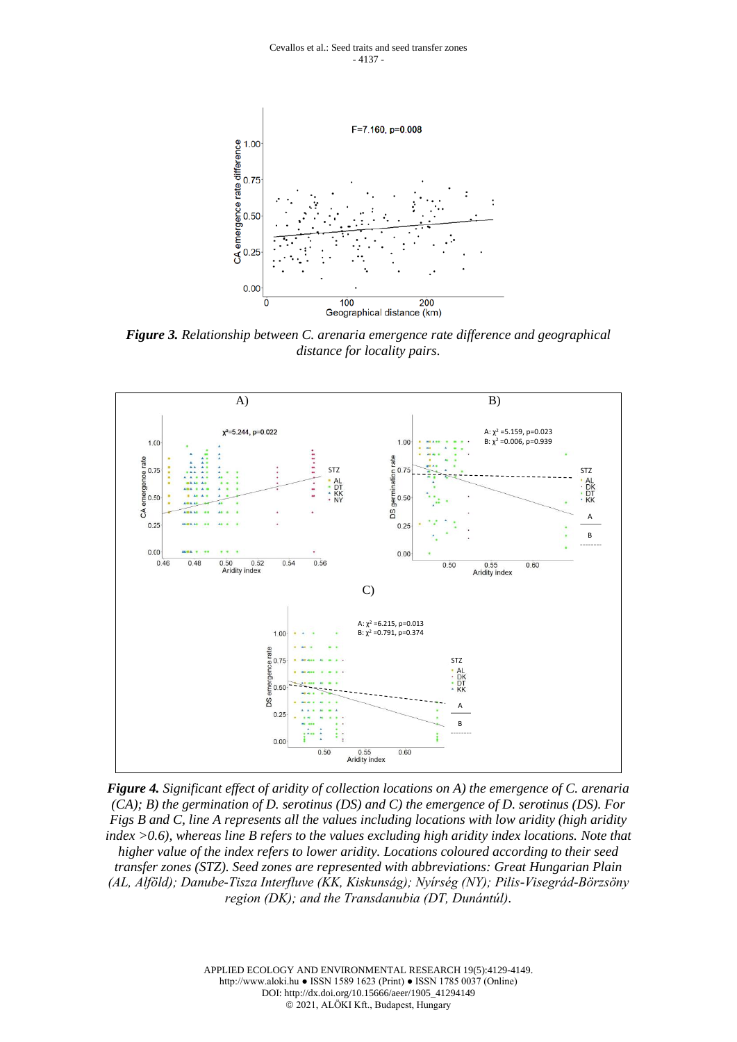***Figure 3.** Relationship between C. arenaria emergence rate difference and geographical distance for locality pairs.*

***Figure 4.** Significant effect of aridity of collection locations on A) the emergence of C. arenaria (CA); B) the germination of D. serotinus (DS) and C) the emergence of D. serotinus (DS). For Figs B and C, line A represents all the values including locations with low aridity (high aridity index >0.6), whereas line B refers to the values excluding high aridity index locations. Note that higher value of the index refers to lower aridity. Locations coloured according to their seed transfer zones (STZ). Seed zones are represented with abbreviations: Great Hungarian Plain (AL, Alföld); Danube-Tisza Interfluve (KK, Kiskunság); Nyírség (NY); Pilis-Visegrád-Börzsöny region (DK); and the Transdanubia (DT, Dunántúl).*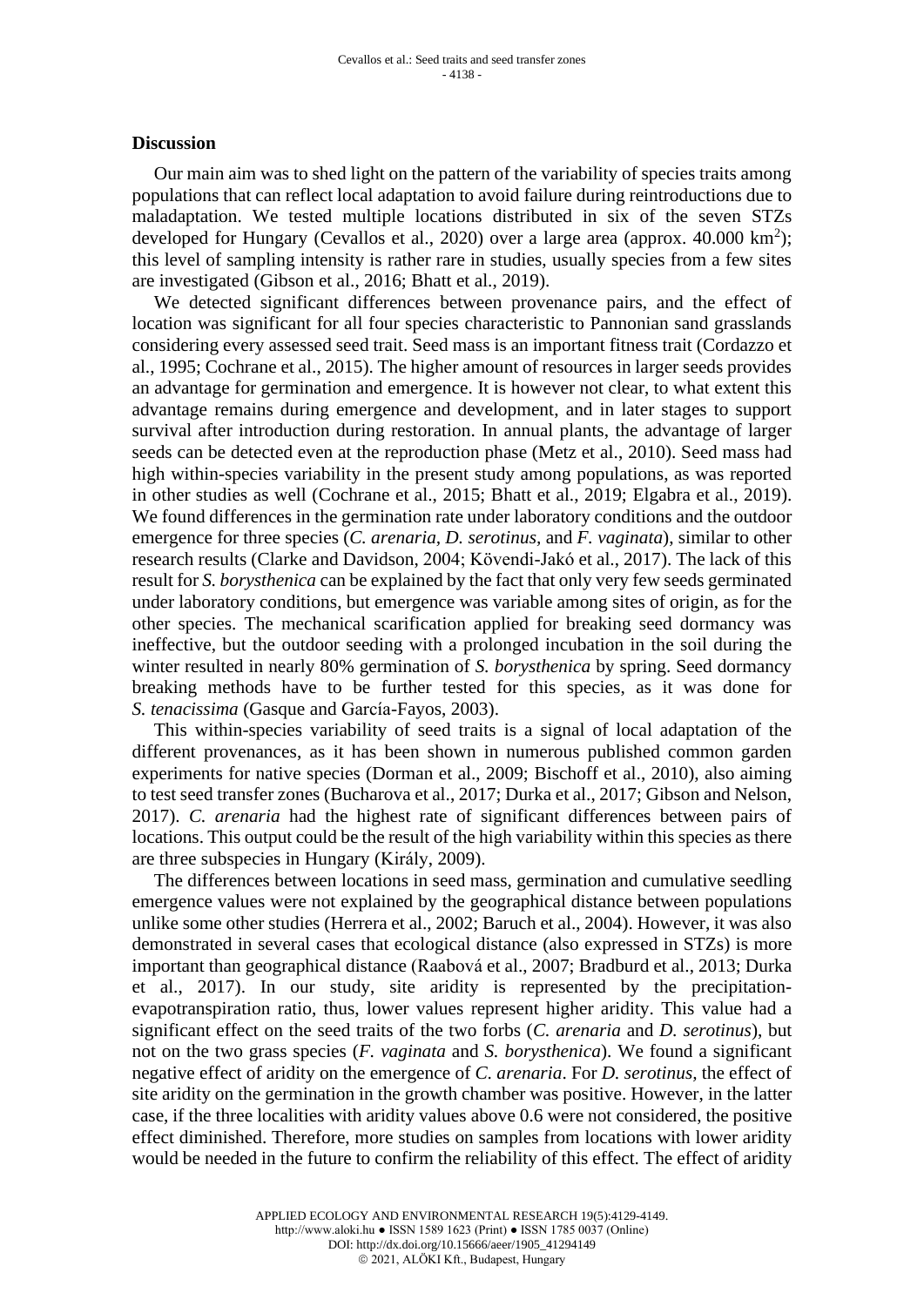## Discussion

Our main aim was to shed light on the pattern of the variability of species traits among populations that can reflect local adaptation to avoid failure during reintroductions due to maladaptation. We tested multiple locations distributed in six of the seven STZs developed for Hungary (Cevallos et al., 2020) over a large area (approx. 40.000 km$^2$); this level of sampling intensity is rather rare in studies, usually species from a few sites are investigated (Gibson et al., 2016; Bhatt et al., 2019).

We detected significant differences between provenance pairs, and the effect of location was significant for all four species characteristic to Pannonian sand grasslands considering every assessed seed trait. Seed mass is an important fitness trait (Cordazzo et al., 1995; Cochrane et al., 2015). The higher amount of resources in larger seeds provides an advantage for germination and emergence. It is however not clear, to what extent this advantage remains during emergence and development, and in later stages to support survival after introduction during restoration. In annual plants, the advantage of larger seeds can be detected even at the reproduction phase (Metz et al., 2010). Seed mass had high within-species variability in the present study among populations, as was reported in other studies as well (Cochrane et al., 2015; Bhatt et al., 2019; Elgabra et al., 2019). We found differences in the germination rate under laboratory conditions and the outdoor emergence for three species (*C. arenaria*, *D. serotinus*, and *F. vaginata*), similar to other research results (Clarke and Davidson, 2004; Kövendi-Jakó et al., 2017). The lack of this result for *S. borysthenica* can be explained by the fact that only very few seeds germinated under laboratory conditions, but emergence was variable among sites of origin, as for the other species. The mechanical scarification applied for breaking seed dormancy was ineffective, but the outdoor seeding with a prolonged incubation in the soil during the winter resulted in nearly 80% germination of *S. borysthenica* by spring. Seed dormancy breaking methods have to be further tested for this species, as it was done for *S. tenacissima* (Gasque and García-Fayos, 2003).

This within-species variability of seed traits is a signal of local adaptation of the different provenances, as it has been shown in numerous published common garden experiments for native species (Dorman et al., 2009; Bischoff et al., 2010), also aiming to test seed transfer zones (Bucharova et al., 2017; Durka et al., 2017; Gibson and Nelson, 2017). *C. arenaria* had the highest rate of significant differences between pairs of locations. This output could be the result of the high variability within this species as there are three subspecies in Hungary (Király, 2009).

The differences between locations in seed mass, germination and cumulative seedling emergence values were not explained by the geographical distance between populations unlike some other studies (Herrera et al., 2002; Baruch et al., 2004). However, it was also demonstrated in several cases that ecological distance (also expressed in STZs) is more important than geographical distance (Raabová et al., 2007; Bradburd et al., 2013; Durka et al., 2017). In our study, site aridity is represented by the precipitation-evapotranspiration ratio, thus, lower values represent higher aridity. This value had a significant effect on the seed traits of the two forbs (*C. arenaria* and *D. serotinus*), but not on the two grass species (*F. vaginata* and *S. borysthenica*). We found a significant negative effect of aridity on the emergence of *C. arenaria*. For *D. serotinus*, the effect of site aridity on the germination in the growth chamber was positive. However, in the latter case, if the three localities with aridity values above 0.6 were not considered, the positive effect diminished. Therefore, more studies on samples from locations with lower aridity would be needed in the future to confirm the reliability of this effect. The effect of aridity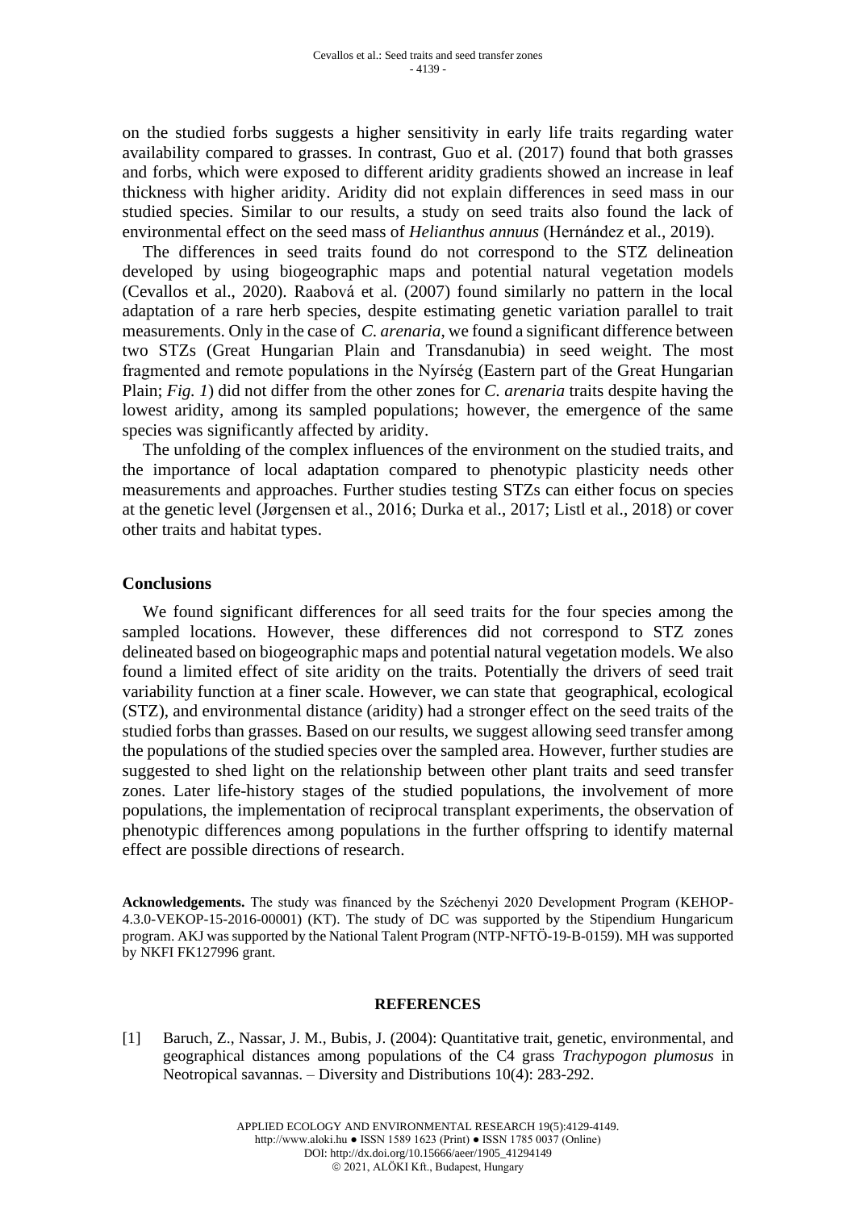on the studied forbs suggests a higher sensitivity in early life traits regarding water availability compared to grasses. In contrast, Guo et al. (2017) found that both grasses and forbs, which were exposed to different aridity gradients showed an increase in leaf thickness with higher aridity. Aridity did not explain differences in seed mass in our studied species. Similar to our results, a study on seed traits also found the lack of environmental effect on the seed mass of *Helianthus annuus* (Hernández et al., 2019).

The differences in seed traits found do not correspond to the STZ delineation developed by using biogeographic maps and potential natural vegetation models (Cevallos et al., 2020). Raabová et al. (2007) found similarly no pattern in the local adaptation of a rare herb species, despite estimating genetic variation parallel to trait measurements. Only in the case of *C. arenaria*, we found a significant difference between two STZs (Great Hungarian Plain and Transdanubia) in seed weight. The most fragmented and remote populations in the Nyírség (Eastern part of the Great Hungarian Plain; *Fig. 1*) did not differ from the other zones for *C. arenaria* traits despite having the lowest aridity, among its sampled populations; however, the emergence of the same species was significantly affected by aridity.

The unfolding of the complex influences of the environment on the studied traits, and the importance of local adaptation compared to phenotypic plasticity needs other measurements and approaches. Further studies testing STZs can either focus on species at the genetic level (Jørgensen et al., 2016; Durka et al., 2017; Listl et al., 2018) or cover other traits and habitat types.

## Conclusions

We found significant differences for all seed traits for the four species among the sampled locations. However, these differences did not correspond to STZ zones delineated based on biogeographic maps and potential natural vegetation models. We also found a limited effect of site aridity on the traits. Potentially the drivers of seed trait variability function at a finer scale. However, we can state that geographical, ecological (STZ), and environmental distance (aridity) had a stronger effect on the seed traits of the studied forbs than grasses. Based on our results, we suggest allowing seed transfer among the populations of the studied species over the sampled area. However, further studies are suggested to shed light on the relationship between other plant traits and seed transfer zones. Later life-history stages of the studied populations, the involvement of more populations, the implementation of reciprocal transplant experiments, the observation of phenotypic differences among populations in the further offspring to identify maternal effect are possible directions of research.

**Acknowledgements.** The study was financed by the Széchenyi 2020 Development Program (KEHOP-4.3.0-VEKOP-15-2016-00001) (KT). The study of DC was supported by the Stipendium Hungaricum program. AKJ was supported by the National Talent Program (NTP-NFTÖ-19-B-0159). MH was supported by NKFI FK127996 grant.

## REFERENCES

[1] Baruch, Z., Nassar, J. M., Bubis, J. (2004): Quantitative trait, genetic, environmental, and geographical distances among populations of the C4 grass *Trachypogon plumosus* in Neotropical savannas. – Diversity and Distributions 10(4): 283-292.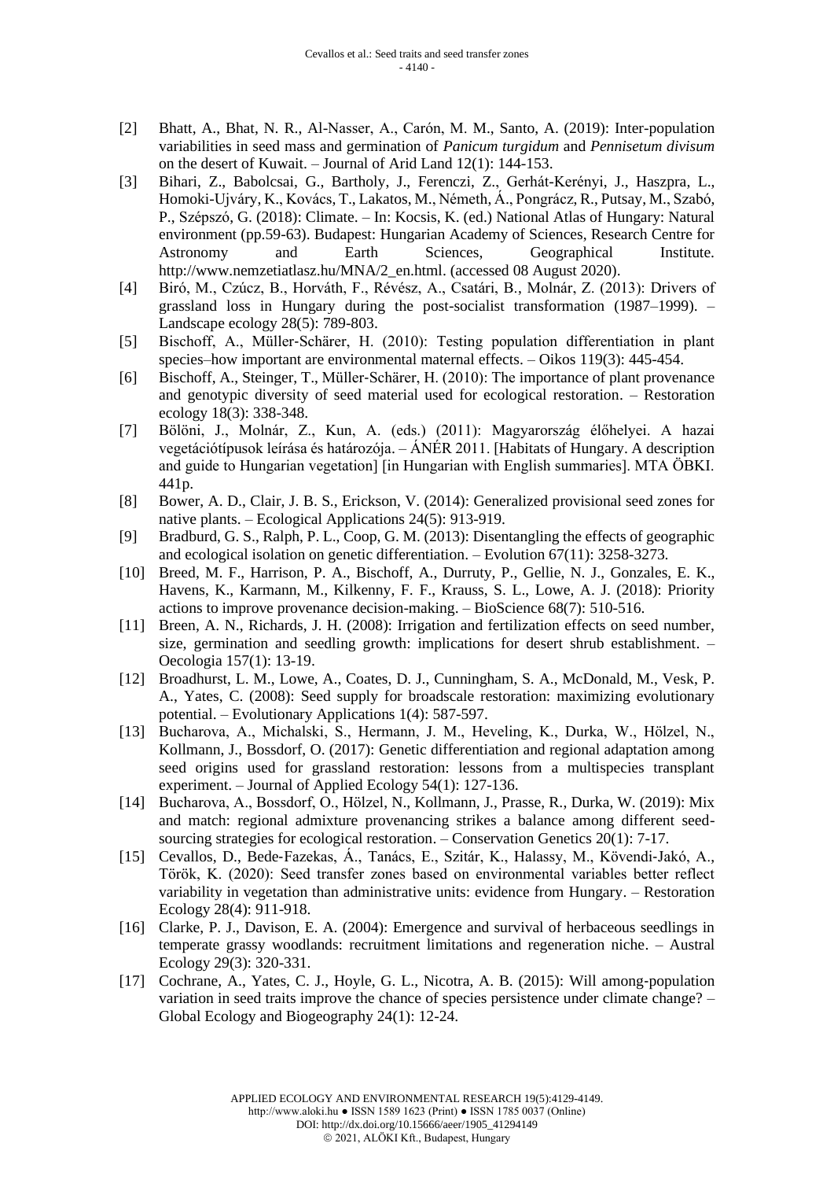[2] Bhatt, A., Bhat, N. R., Al-Nasser, A., Carón, M. M., Santo, A. (2019): Inter-population variabilities in seed mass and germination of *Panicum turgidum* and *Pennisetum divisum* on the desert of Kuwait. – Journal of Arid Land 12(1): 144-153.

[3] Bihari, Z., Babolcsai, G., Bartholy, J., Ferenczi, Z., Gerhát-Kerényi, J., Haszpra, L., Homoki-Ujváry, K., Kovács, T., Lakatos, M., Németh, Á., Pongrácz, R., Putsay, M., Szabó, P., Szépszó, G. (2018): Climate. – In: Kocsis, K. (ed.) National Atlas of Hungary: Natural environment (pp.59-63). Budapest: Hungarian Academy of Sciences, Research Centre for Astronomy and Earth Sciences, Geographical Institute. http://www.nemzetiatlasz.hu/MNA/2_en.html. (accessed 08 August 2020).

[4] Biró, M., Czúcz, B., Horváth, F., Révész, A., Csatári, B., Molnár, Z. (2013): Drivers of grassland loss in Hungary during the post-socialist transformation (1987–1999). – Landscape ecology 28(5): 789-803.

[5] Bischoff, A., Müller-Schärer, H. (2010): Testing population differentiation in plant species–how important are environmental maternal effects. – Oikos 119(3): 445-454.

[6] Bischoff, A., Steinger, T., Müller-Schärer, H. (2010): The importance of plant provenance and genotypic diversity of seed material used for ecological restoration. – Restoration ecology 18(3): 338-348.

[7] Bölöni, J., Molnár, Z., Kun, A. (eds.) (2011): Magyarország élőhelyei. A hazai vegetációtípusok leírása és határozója. – ÁNÉR 2011. [Habitats of Hungary. A description and guide to Hungarian vegetation] [in Hungarian with English summaries]. MTA ÖBKI. 441p.

[8] Bower, A. D., Clair, J. B. S., Erickson, V. (2014): Generalized provisional seed zones for native plants. – Ecological Applications 24(5): 913-919.

[9] Bradburd, G. S., Ralph, P. L., Coop, G. M. (2013): Disentangling the effects of geographic and ecological isolation on genetic differentiation. – Evolution 67(11): 3258-3273.

[10] Breed, M. F., Harrison, P. A., Bischoff, A., Durruty, P., Gellie, N. J., Gonzales, E. K., Havens, K., Karmann, M., Kilkenny, F. F., Krauss, S. L., Lowe, A. J. (2018): Priority actions to improve provenance decision-making. – BioScience 68(7): 510-516.

[11] Breen, A. N., Richards, J. H. (2008): Irrigation and fertilization effects on seed number, size, germination and seedling growth: implications for desert shrub establishment. – Oecologia 157(1): 13-19.

[12] Broadhurst, L. M., Lowe, A., Coates, D. J., Cunningham, S. A., McDonald, M., Vesk, P. A., Yates, C. (2008): Seed supply for broadscale restoration: maximizing evolutionary potential. – Evolutionary Applications 1(4): 587-597.

[13] Bucharova, A., Michalski, S., Hermann, J. M., Heveling, K., Durka, W., Hölzel, N., Kollmann, J., Bossdorf, O. (2017): Genetic differentiation and regional adaptation among seed origins used for grassland restoration: lessons from a multispecies transplant experiment. – Journal of Applied Ecology 54(1): 127-136.

[14] Bucharova, A., Bossdorf, O., Hölzel, N., Kollmann, J., Prasse, R., Durka, W. (2019): Mix and match: regional admixture provenancing strikes a balance among different seed-sourcing strategies for ecological restoration. – Conservation Genetics 20(1): 7-17.

[15] Cevallos, D., Bede-Fazekas, Á., Tanács, E., Szitár, K., Halassy, M., Kövendi-Jakó, A., Török, K. (2020): Seed transfer zones based on environmental variables better reflect variability in vegetation than administrative units: evidence from Hungary. – Restoration Ecology 28(4): 911-918.

[16] Clarke, P. J., Davison, E. A. (2004): Emergence and survival of herbaceous seedlings in temperate grassy woodlands: recruitment limitations and regeneration niche. – Austral Ecology 29(3): 320-331.

[17] Cochrane, A., Yates, C. J., Hoyle, G. L., Nicotra, A. B. (2015): Will among-population variation in seed traits improve the chance of species persistence under climate change? – Global Ecology and Biogeography 24(1): 12-24.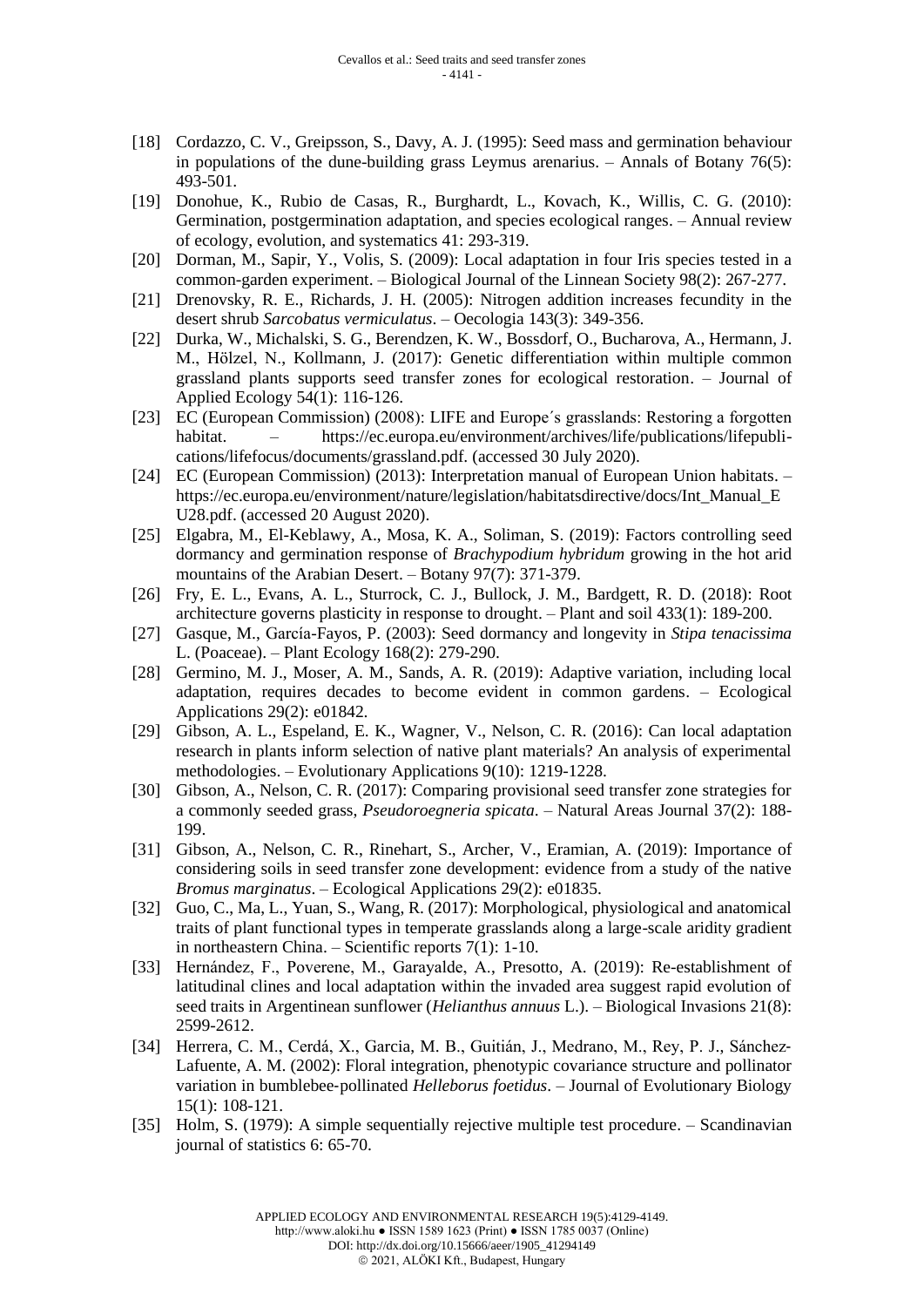[18] Cordazzo, C. V., Greipsson, S., Davy, A. J. (1995): Seed mass and germination behaviour in populations of the dune-building grass Leymus arenarius. – Annals of Botany 76(5): 493-501.

[19] Donohue, K., Rubio de Casas, R., Burghardt, L., Kovach, K., Willis, C. G. (2010): Germination, postgermination adaptation, and species ecological ranges. – Annual review of ecology, evolution, and systematics 41: 293-319.

[20] Dorman, M., Sapir, Y., Volis, S. (2009): Local adaptation in four Iris species tested in a common-garden experiment. – Biological Journal of the Linnean Society 98(2): 267-277.

[21] Drenovsky, R. E., Richards, J. H. (2005): Nitrogen addition increases fecundity in the desert shrub *Sarcobatus vermiculatus*. – Oecologia 143(3): 349-356.

[22] Durka, W., Michalski, S. G., Berendzen, K. W., Bossdorf, O., Bucharova, A., Hermann, J. M., Hölzel, N., Kollmann, J. (2017): Genetic differentiation within multiple common grassland plants supports seed transfer zones for ecological restoration. – Journal of Applied Ecology 54(1): 116-126.

[23] EC (European Commission) (2008): LIFE and Europe´s grasslands: Restoring a forgotten habitat. – https://ec.europa.eu/environment/archives/life/publications/lifepublications/lifefocus/documents/grassland.pdf. (accessed 30 July 2020).

[24] EC (European Commission) (2013): Interpretation manual of European Union habitats. – https://ec.europa.eu/environment/nature/legislation/habitatsdirective/docs/Int_Manual_EU28.pdf. (accessed 20 August 2020).

[25] Elgabra, M., El-Keblawy, A., Mosa, K. A., Soliman, S. (2019): Factors controlling seed dormancy and germination response of *Brachypodium hybridum* growing in the hot arid mountains of the Arabian Desert. – Botany 97(7): 371-379.

[26] Fry, E. L., Evans, A. L., Sturrock, C. J., Bullock, J. M., Bardgett, R. D. (2018): Root architecture governs plasticity in response to drought. – Plant and soil 433(1): 189-200.

[27] Gasque, M., García-Fayos, P. (2003): Seed dormancy and longevity in *Stipa tenacissima* L. (Poaceae). – Plant Ecology 168(2): 279-290.

[28] Germino, M. J., Moser, A. M., Sands, A. R. (2019): Adaptive variation, including local adaptation, requires decades to become evident in common gardens. – Ecological Applications 29(2): e01842.

[29] Gibson, A. L., Espeland, E. K., Wagner, V., Nelson, C. R. (2016): Can local adaptation research in plants inform selection of native plant materials? An analysis of experimental methodologies. – Evolutionary Applications 9(10): 1219-1228.

[30] Gibson, A., Nelson, C. R. (2017): Comparing provisional seed transfer zone strategies for a commonly seeded grass, *Pseudoroegneria spicata*. – Natural Areas Journal 37(2): 188-199.

[31] Gibson, A., Nelson, C. R., Rinehart, S., Archer, V., Eramian, A. (2019): Importance of considering soils in seed transfer zone development: evidence from a study of the native *Bromus marginatus*. – Ecological Applications 29(2): e01835.

[32] Guo, C., Ma, L., Yuan, S., Wang, R. (2017): Morphological, physiological and anatomical traits of plant functional types in temperate grasslands along a large-scale aridity gradient in northeastern China. – Scientific reports 7(1): 1-10.

[33] Hernández, F., Poverene, M., Garayalde, A., Presotto, A. (2019): Re-establishment of latitudinal clines and local adaptation within the invaded area suggest rapid evolution of seed traits in Argentinean sunflower (*Helianthus annuus* L.). – Biological Invasions 21(8): 2599-2612.

[34] Herrera, C. M., Cerdá, X., Garcia, M. B., Guitián, J., Medrano, M., Rey, P. J., Sánchez-Lafuente, A. M. (2002): Floral integration, phenotypic covariance structure and pollinator variation in bumblebee-pollinated *Helleborus foetidus*. – Journal of Evolutionary Biology 15(1): 108-121.

[35] Holm, S. (1979): A simple sequentially rejective multiple test procedure. – Scandinavian journal of statistics 6: 65-70.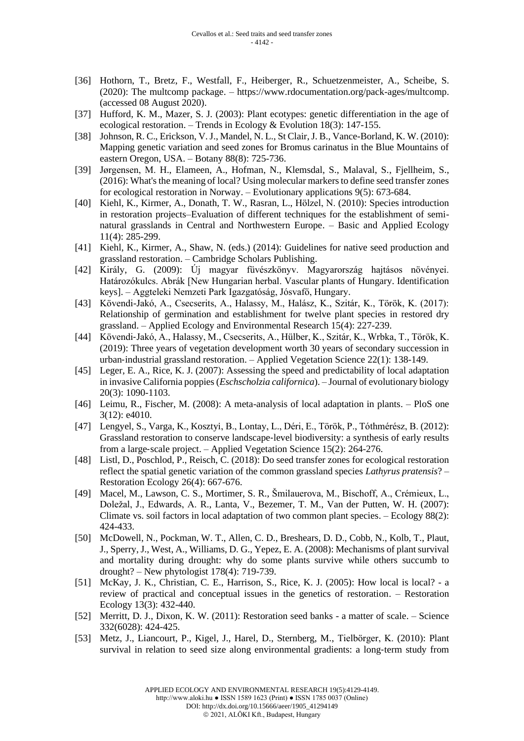- [36] Hothorn, T., Bretz, F., Westfall, F., Heiberger, R., Schuetzenmeister, A., Scheibe, S. (2020): The multcomp package. – https://www.rdocumentation.org/pack-ages/multcomp. (accessed 08 August 2020).
- [37] Hufford, K. M., Mazer, S. J. (2003): Plant ecotypes: genetic differentiation in the age of ecological restoration. – Trends in Ecology & Evolution 18(3): 147-155.
- [38] Johnson, R. C., Erickson, V. J., Mandel, N. L., St Clair, J. B., Vance-Borland, K. W. (2010): Mapping genetic variation and seed zones for Bromus carinatus in the Blue Mountains of eastern Oregon, USA. – Botany 88(8): 725-736.
- [39] Jørgensen, M. H., Elameen, A., Hofman, N., Klemsdal, S., Malaval, S., Fjellheim, S., (2016): What's the meaning of local? Using molecular markers to define seed transfer zones for ecological restoration in Norway. – Evolutionary applications 9(5): 673-684.
- [40] Kiehl, K., Kirmer, A., Donath, T. W., Rasran, L., Hölzel, N. (2010): Species introduction in restoration projects–Evaluation of different techniques for the establishment of semi-natural grasslands in Central and Northwestern Europe. – Basic and Applied Ecology 11(4): 285-299.
- [41] Kiehl, K., Kirmer, A., Shaw, N. (eds.) (2014): Guidelines for native seed production and grassland restoration. – Cambridge Scholars Publishing.
- [42] Király, G. (2009): Új magyar füvészkönyv. Magyarország hajtásos növényei. Határozókulcs. Abrák [New Hungarian herbal. Vascular plants of Hungary. Identification keys]. – Aggteleki Nemzeti Park Igazgatóság, Jósvafő, Hungary.
- [43] Kövendi-Jakó, A., Csecserits, A., Halassy, M., Halász, K., Szitár, K., Török, K. (2017): Relationship of germination and establishment for twelve plant species in restored dry grassland. – Applied Ecology and Environmental Research 15(4): 227-239.
- [44] Kövendi‐Jakó, A., Halassy, M., Csecserits, A., Hülber, K., Szitár, K., Wrbka, T., Török, K. (2019): Three years of vegetation development worth 30 years of secondary succession in urban‐industrial grassland restoration. – Applied Vegetation Science 22(1): 138-149.
- [45] Leger, E. A., Rice, K. J. (2007): Assessing the speed and predictability of local adaptation in invasive California poppies (*Eschscholzia californica*). – Journal of evolutionary biology 20(3): 1090-1103.
- [46] Leimu, R., Fischer, M. (2008): A meta-analysis of local adaptation in plants. – PloS one 3(12): e4010.
- [47] Lengyel, S., Varga, K., Kosztyi, B., Lontay, L., Déri, E., Török, P., Tóthmérész, B. (2012): Grassland restoration to conserve landscape‐level biodiversity: a synthesis of early results from a large‐scale project. – Applied Vegetation Science 15(2): 264-276.
- [48] Listl, D., Poschlod, P., Reisch, C. (2018): Do seed transfer zones for ecological restoration reflect the spatial genetic variation of the common grassland species *Lathyrus pratensis*? – Restoration Ecology 26(4): 667-676.
- [49] Macel, M., Lawson, C. S., Mortimer, S. R., Šmilauerova, M., Bischoff, A., Crémieux, L., Doležal, J., Edwards, A. R., Lanta, V., Bezemer, T. M., Van der Putten, W. H. (2007): Climate vs. soil factors in local adaptation of two common plant species. – Ecology 88(2): 424-433.
- [50] McDowell, N., Pockman, W. T., Allen, C. D., Breshears, D. D., Cobb, N., Kolb, T., Plaut, J., Sperry, J., West, A., Williams, D. G., Yepez, E. A. (2008): Mechanisms of plant survival and mortality during drought: why do some plants survive while others succumb to drought? – New phytologist 178(4): 719-739.
- [51] McKay, J. K., Christian, C. E., Harrison, S., Rice, K. J. (2005): How local is local? - a review of practical and conceptual issues in the genetics of restoration. – Restoration Ecology 13(3): 432-440.
- [52] Merritt, D. J., Dixon, K. W. (2011): Restoration seed banks - a matter of scale. – Science 332(6028): 424-425.
- [53] Metz, J., Liancourt, P., Kigel, J., Harel, D., Sternberg, M., Tielbörger, K. (2010): Plant survival in relation to seed size along environmental gradients: a long‐term study from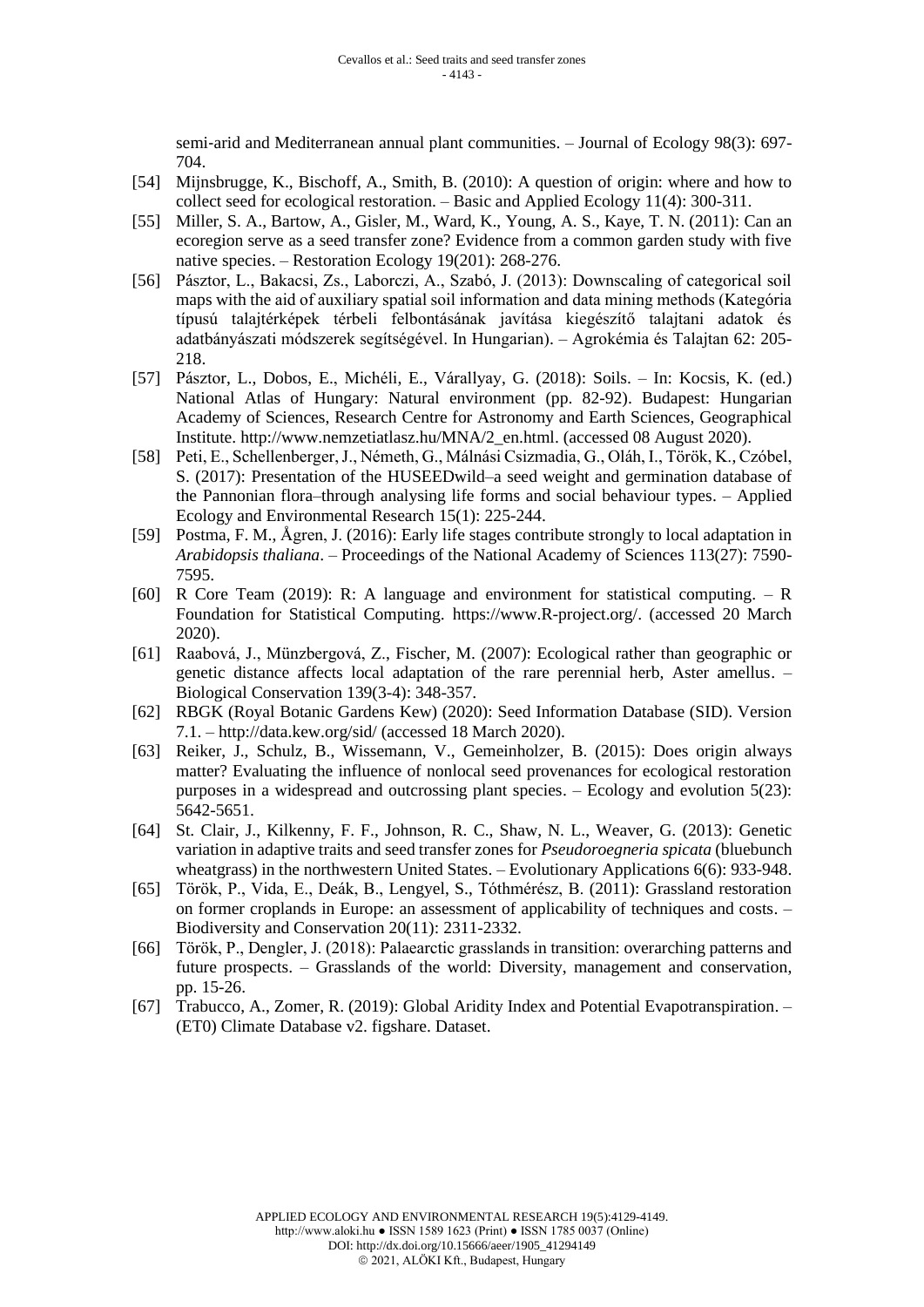semi-arid and Mediterranean annual plant communities. – Journal of Ecology 98(3): 697-704.

[54] Mijnsbrugge, K., Bischoff, A., Smith, B. (2010): A question of origin: where and how to collect seed for ecological restoration. – Basic and Applied Ecology 11(4): 300-311.

[55] Miller, S. A., Bartow, A., Gisler, M., Ward, K., Young, A. S., Kaye, T. N. (2011): Can an ecoregion serve as a seed transfer zone? Evidence from a common garden study with five native species. – Restoration Ecology 19(201): 268-276.

[56] Pásztor, L., Bakacsi, Zs., Laborczi, A., Szabó, J. (2013): Downscaling of categorical soil maps with the aid of auxiliary spatial soil information and data mining methods (Kategória típusú talajtérképek térbeli felbontásának javítása kiegészítő talajtani adatok és adatbányászati módszerek segítségével. In Hungarian). – Agrokémia és Talajtan 62: 205-218.

[57] Pásztor, L., Dobos, E., Michéli, E., Várallyay, G. (2018): Soils. – In: Kocsis, K. (ed.) National Atlas of Hungary: Natural environment (pp. 82-92). Budapest: Hungarian Academy of Sciences, Research Centre for Astronomy and Earth Sciences, Geographical Institute. http://www.nemzetiatlasz.hu/MNA/2_en.html. (accessed 08 August 2020).

[58] Peti, E., Schellenberger, J., Németh, G., Málnási Csizmadia, G., Oláh, I., Török, K., Czóbel, S. (2017): Presentation of the HUSEEDwild–a seed weight and germination database of the Pannonian flora–through analysing life forms and social behaviour types. – Applied Ecology and Environmental Research 15(1): 225-244.

[59] Postma, F. M., Ågren, J. (2016): Early life stages contribute strongly to local adaptation in *Arabidopsis thaliana*. – Proceedings of the National Academy of Sciences 113(27): 7590-7595.

[60] R Core Team (2019): R: A language and environment for statistical computing. – R Foundation for Statistical Computing. https://www.R-project.org/. (accessed 20 March 2020).

[61] Raabová, J., Münzbergová, Z., Fischer, M. (2007): Ecological rather than geographic or genetic distance affects local adaptation of the rare perennial herb, Aster amellus. – Biological Conservation 139(3-4): 348-357.

[62] RBGK (Royal Botanic Gardens Kew) (2020): Seed Information Database (SID). Version 7.1. – http://data.kew.org/sid/ (accessed 18 March 2020).

[63] Reiker, J., Schulz, B., Wissemann, V., Gemeinholzer, B. (2015): Does origin always matter? Evaluating the influence of nonlocal seed provenances for ecological restoration purposes in a widespread and outcrossing plant species. – Ecology and evolution 5(23): 5642-5651.

[64] St. Clair, J., Kilkenny, F. F., Johnson, R. C., Shaw, N. L., Weaver, G. (2013): Genetic variation in adaptive traits and seed transfer zones for *Pseudoroegneria spicata* (bluebunch wheatgrass) in the northwestern United States. – Evolutionary Applications 6(6): 933-948.

[65] Török, P., Vida, E., Deák, B., Lengyel, S., Tóthmérész, B. (2011): Grassland restoration on former croplands in Europe: an assessment of applicability of techniques and costs. – Biodiversity and Conservation 20(11): 2311-2332.

[66] Török, P., Dengler, J. (2018): Palaearctic grasslands in transition: overarching patterns and future prospects. – Grasslands of the world: Diversity, management and conservation, pp. 15-26.

[67] Trabucco, A., Zomer, R. (2019): Global Aridity Index and Potential Evapotranspiration. – (ET0) Climate Database v2. figshare. Dataset.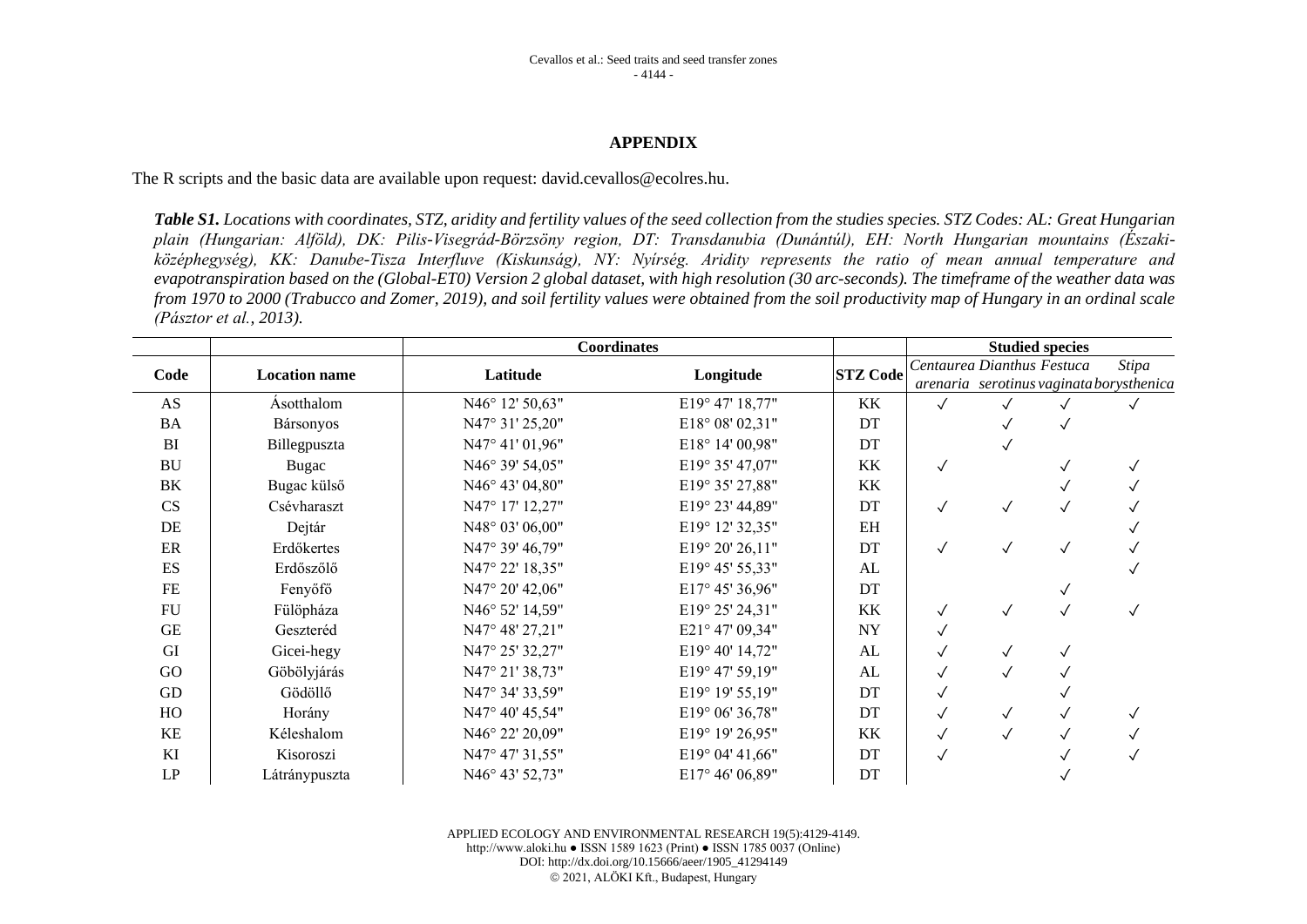## APPENDIX

The R scripts and the basic data are available upon request: david.cevallos@ecolres.hu.

***Table S1.*** *Locations with coordinates, STZ, aridity and fertility values of the seed collection from the studies species. STZ Codes: AL: Great Hungarian plain (Hungarian: Alföld), DK: Pilis-Visegrád-Börzsöny region, DT: Transdanubia (Dunántúl), EH: North Hungarian mountains (Északi-középhegység), KK: Danube-Tisza Interfluve (Kiskunság), NY: Nyírség. Aridity represents the ratio of mean annual temperature and evapotranspiration based on the (Global-ET0) Version 2 global dataset, with high resolution (30 arc-seconds). The timeframe of the weather data was from 1970 to 2000 (Trabucco and Zomer, 2019), and soil fertility values were obtained from the soil productivity map of Hungary in an ordinal scale (Pásztor et al., 2013).*

| | | Coordinates | | | Studied species | | | |
|---|---|---|---|---|---|---|---|---|
| Code | Location name | Latitude | Longitude | STZ Code | *Centaurea arenaria* | *Dianthus serotinus* | *Festuca vaginata* | *Stipa borysthenica* |
| AS | Ásotthalom | N46° 12' 50,63" | E19° 47' 18,77" | KK | ✓ | ✓ | ✓ | ✓ |
| BA | Bársonyos | N47° 31' 25,20" | E18° 08' 02,31" | DT | | ✓ | ✓ | |
| BI | Billegpuszta | N47° 41' 01,96" | E18° 14' 00,98" | DT | | ✓ | | |
| BU | Bugac | N46° 39' 54,05" | E19° 35' 47,07" | KK | ✓ | | ✓ | ✓ |
| BK | Bugac külső | N46° 43' 04,80" | E19° 35' 27,88" | KK | | | ✓ | ✓ |
| CS | Csévharaszt | N47° 17' 12,27" | E19° 23' 44,89" | DT | ✓ | ✓ | ✓ | ✓ |
| DE | Dejtár | N48° 03' 06,00" | E19° 12' 32,35" | EH | | | | ✓ |
| ER | Erdőkertes | N47° 39' 46,79" | E19° 20' 26,11" | DT | ✓ | ✓ | ✓ | ✓ |
| ES | Erdőszőlő | N47° 22' 18,35" | E19° 45' 55,33" | AL | | | | ✓ |
| FE | Fenyőfő | N47° 20' 42,06" | E17° 45' 36,96" | DT | | | ✓ | |
| FU | Fülöpháza | N46° 52' 14,59" | E19° 25' 24,31" | KK | ✓ | ✓ | ✓ | ✓ |
| GE | Geszteréd | N47° 48' 27,21" | E21° 47' 09,34" | NY | ✓ | | | |
| GI | Gicei-hegy | N47° 25' 32,27" | E19° 40' 14,72" | AL | ✓ | ✓ | ✓ | |
| GO | Göbölyjárás | N47° 21' 38,73" | E19° 47' 59,19" | AL | ✓ | ✓ | ✓ | |
| GD | Gödöllő | N47° 34' 33,59" | E19° 19' 55,19" | DT | ✓ | | ✓ | |
| HO | Horány | N47° 40' 45,54" | E19° 06' 36,78" | DT | ✓ | ✓ | ✓ | ✓ |
| KE | Kéleshalom | N46° 22' 20,09" | E19° 19' 26,95" | KK | ✓ | ✓ | ✓ | ✓ |
| KI | Kisoroszi | N47° 47' 31,55" | E19° 04' 41,66" | DT | ✓ | | ✓ | ✓ |
| LP | Látránypuszta | N46° 43' 52,73" | E17° 46' 06,89" | DT | | | ✓ | |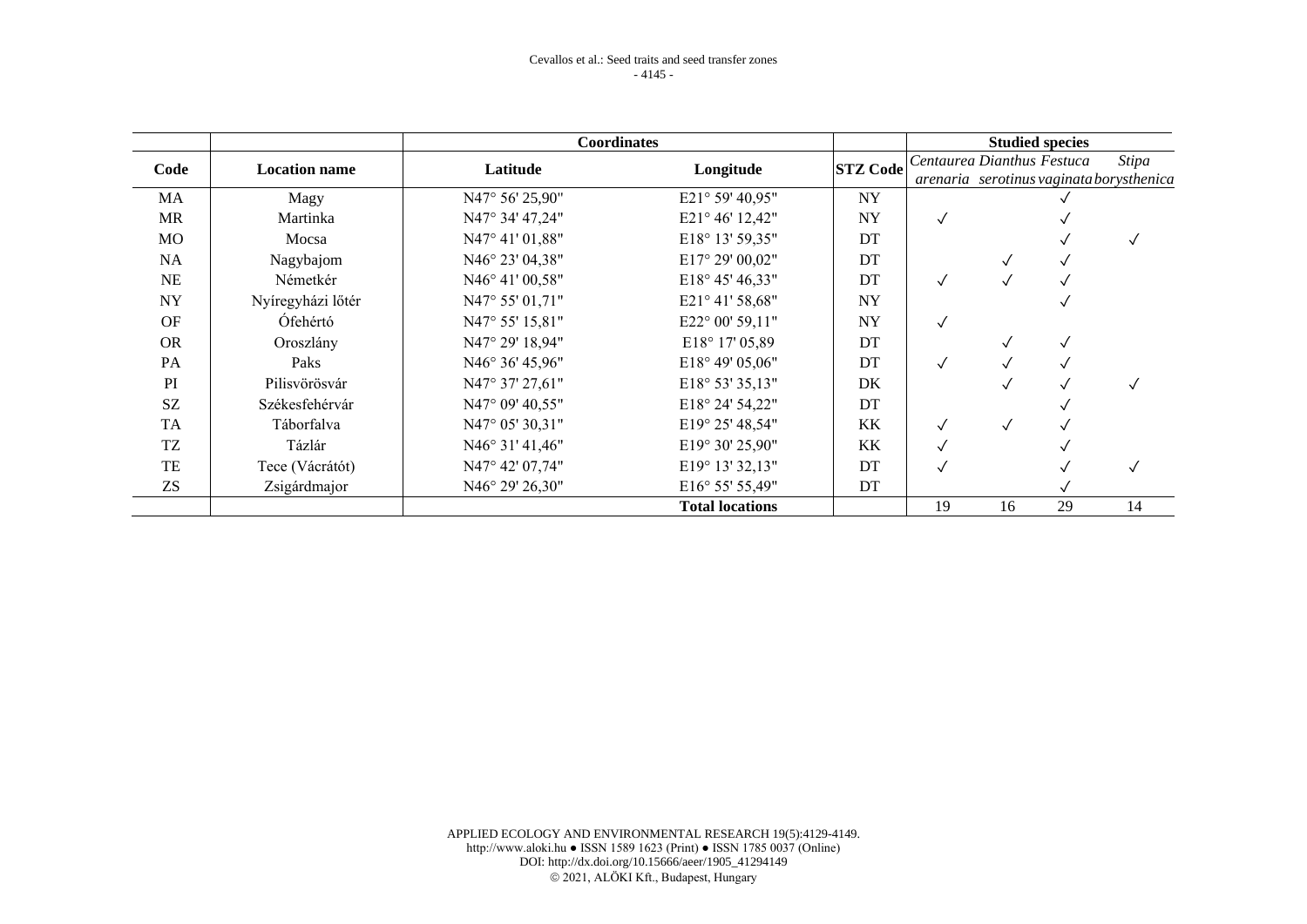| | | Coordinates | | | Studied species | | | |
|---|---|---|---|---|---|---|---|---|
| Code | Location name | Latitude | Longitude | STZ Code | *Centaurea arenaria* | *Dianthus serotinus* | *Festuca vaginata* | *Stipa borysthenica* |
| MA | Magy | N47° 56' 25,90" | E21° 59' 40,95" | NY | | | ✓ | |
| MR | Martinka | N47° 34' 47,24" | E21° 46' 12,42" | NY | ✓ | | ✓ | |
| MO | Mocsa | N47° 41' 01,88" | E18° 13' 59,35" | DT | | | ✓ | ✓ |
| NA | Nagybajom | N46° 23' 04,38" | E17° 29' 00,02" | DT | | ✓ | ✓ | |
| NE | Németkér | N46° 41' 00,58" | E18° 45' 46,33" | DT | ✓ | ✓ | ✓ | |
| NY | Nyíregyházi lőtér | N47° 55' 01,71" | E21° 41' 58,68" | NY | | | ✓ | |
| OF | Ófehértó | N47° 55' 15,81" | E22° 00' 59,11" | NY | ✓ | | | |
| OR | Oroszlány | N47° 29' 18,94" | E18° 17' 05,89 | DT | | ✓ | ✓ | |
| PA | Paks | N46° 36' 45,96" | E18° 49' 05,06" | DT | ✓ | ✓ | ✓ | |
| PI | Pilisvörösvár | N47° 37' 27,61" | E18° 53' 35,13" | DK | | ✓ | ✓ | ✓ |
| SZ | Székesfehérvár | N47° 09' 40,55" | E18° 24' 54,22" | DT | | | ✓ | |
| TA | Táborfalva | N47° 05' 30,31" | E19° 25' 48,54" | KK | ✓ | ✓ | ✓ | |
| TZ | Tázlár | N46° 31' 41,46" | E19° 30' 25,90" | KK | ✓ | | ✓ | |
| TE | Tece (Vácrátót) | N47° 42' 07,74" | E19° 13' 32,13" | DT | ✓ | | ✓ | ✓ |
| ZS | Zsigárdmajor | N46° 29' 26,30" | E16° 55' 55,49" | DT | | | ✓ | |
| | | | Total locations | | 19 | 16 | 29 | 14 |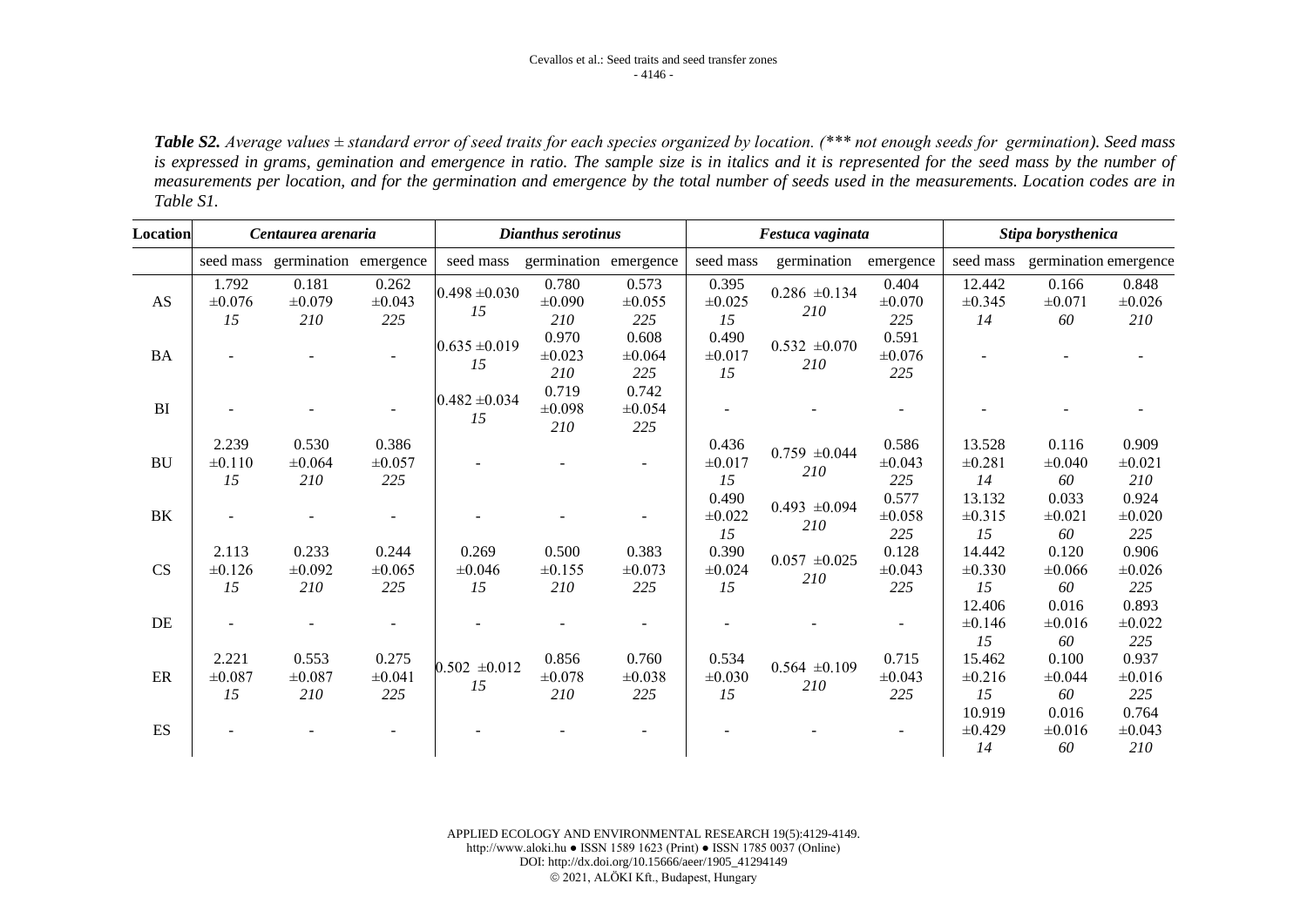***Table S2.*** *Average values ± standard error of seed traits for each species organized by location. (\*\*\* not enough seeds for germination). Seed mass is expressed in grams, gemination and emergence in ratio. The sample size is in italics and it is represented for the seed mass by the number of measurements per location, and for the germination and emergence by the total number of seeds used in the measurements. Location codes are in Table S1.*

| Location | *Centaurea arenaria* | | | *Dianthus serotinus* | | | *Festuca vaginata* | | | *Stipa borysthenica* | | |
|---|---|---|---|---|---|---|---|---|---|---|---|---|
| | seed mass | germination | emergence | seed mass | germination | emergence | seed mass | germination | emergence | seed mass | germination | emergence |
| AS | 1.792 ±0.076 *15* | 0.181 ±0.079 *210* | 0.262 ±0.043 *225* | 0.498 ±0.030 *15* | 0.780 ±0.090 *210* | 0.573 ±0.055 *225* | 0.395 ±0.025 *15* | 0.286 ±0.134 *210* | 0.404 ±0.070 *225* | 12.442 ±0.345 *14* | 0.166 ±0.071 *60* | 0.848 ±0.026 *210* |
| BA | - | - | - | 0.635 ±0.019 *15* | 0.970 ±0.023 *210* | 0.608 ±0.064 *225* | 0.490 ±0.017 *15* | 0.532 ±0.070 *210* | 0.591 ±0.076 *225* | - | - | - |
| BI | - | - | - | 0.482 ±0.034 *15* | 0.719 ±0.098 *210* | 0.742 ±0.054 *225* | - | - | - | - | - | - |
| BU | 2.239 ±0.110 *15* | 0.530 ±0.064 *210* | 0.386 ±0.057 *225* | - | - | - | 0.436 ±0.017 *15* | 0.759 ±0.044 *210* | 0.586 ±0.043 *225* | 13.528 ±0.281 *14* | 0.116 ±0.040 *60* | 0.909 ±0.021 *210* |
| BK | - | - | - | - | - | - | 0.490 ±0.022 *15* | 0.493 ±0.094 *210* | 0.577 ±0.058 *225* | 13.132 ±0.315 *15* | 0.033 ±0.021 *60* | 0.924 ±0.020 *225* |
| CS | 2.113 ±0.126 *15* | 0.233 ±0.092 *210* | 0.244 ±0.065 *225* | 0.269 ±0.046 *15* | 0.500 ±0.155 *210* | 0.383 ±0.073 *225* | 0.390 ±0.024 *15* | 0.057 ±0.025 *210* | 0.128 ±0.043 *225* | 14.442 ±0.330 *15* | 0.120 ±0.066 *60* | 0.906 ±0.026 *225* |
| DE | - | - | - | - | - | - | - | - | - | 12.406 ±0.146 *15* | 0.016 ±0.016 *60* | 0.893 ±0.022 *225* |
| ER | 2.221 ±0.087 *15* | 0.553 ±0.087 *210* | 0.275 ±0.041 *225* | 0.502 ±0.012 *15* | 0.856 ±0.078 *210* | 0.760 ±0.038 *225* | 0.534 ±0.030 *15* | 0.564 ±0.109 *210* | 0.715 ±0.043 *225* | 15.462 ±0.216 *15* | 0.100 ±0.044 *60* | 0.937 ±0.016 *225* |
| ES | - | - | - | - | - | - | - | - | - | 10.919 ±0.429 *14* | 0.016 ±0.016 *60* | 0.764 ±0.043 *210* |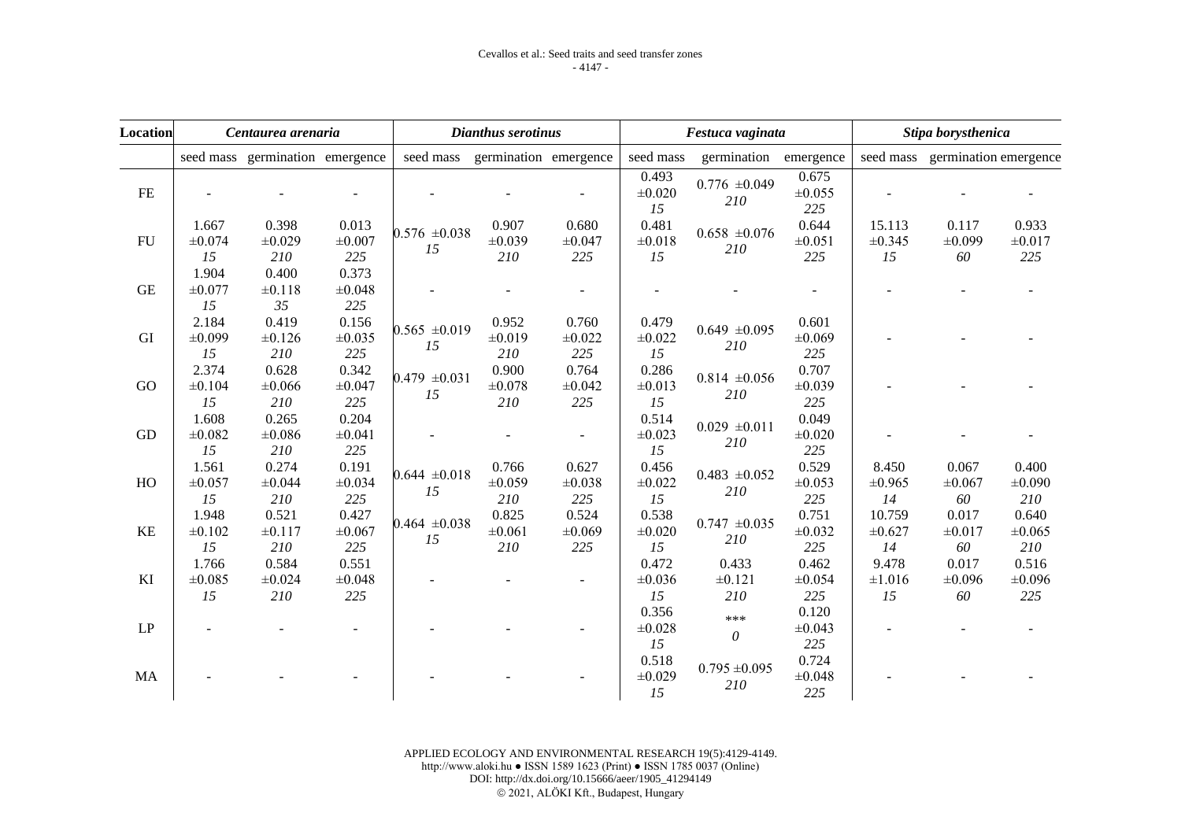| Location | *Centaurea arenaria* | | | *Dianthus serotinus* | | | *Festuca vaginata* | | | *Stipa borysthenica* | | |
|---|---|---|---|---|---|---|---|---|---|---|---|---|
| | seed mass | germination | emergence | seed mass | germination | emergence | seed mass | germination | emergence | seed mass | germination | emergence |
| FE | - | - | - | - | - | - | 0.493 ±0.020 *15* | 0.776 ±0.049 *210* | 0.675 ±0.055 *225* | - | - | - |
| FU | 1.667 ±0.074 *15* | 0.398 ±0.029 *210* | 0.013 ±0.007 *225* | 0.576 ±0.038 *15* | 0.907 ±0.039 *210* | 0.680 ±0.047 *225* | 0.481 ±0.018 *15* | 0.658 ±0.076 *210* | 0.644 ±0.051 *225* | 15.113 ±0.345 *15* | 0.117 ±0.099 *60* | 0.933 ±0.017 *225* |
| GE | 1.904 ±0.077 *15* | 0.400 ±0.118 *35* | 0.373 ±0.048 *225* | - | - | - | - | - | - | - | - | - |
| GI | 2.184 ±0.099 *15* | 0.419 ±0.126 *210* | 0.156 ±0.035 *225* | 0.565 ±0.019 *15* | 0.952 ±0.019 *210* | 0.760 ±0.022 *225* | 0.479 ±0.022 *15* | 0.649 ±0.095 *210* | 0.601 ±0.069 *225* | - | - | - |
| GO | 2.374 ±0.104 *15* | 0.628 ±0.066 *210* | 0.342 ±0.047 *225* | 0.479 ±0.031 *15* | 0.900 ±0.078 *210* | 0.764 ±0.042 *225* | 0.286 ±0.013 *15* | 0.814 ±0.056 *210* | 0.707 ±0.039 *225* | - | - | - |
| GD | 1.608 ±0.082 *15* | 0.265 ±0.086 *210* | 0.204 ±0.041 *225* | - | - | - | 0.514 ±0.023 *15* | 0.029 ±0.011 *210* | 0.049 ±0.020 *225* | - | - | - |
| HO | 1.561 ±0.057 *15* | 0.274 ±0.044 *210* | 0.191 ±0.034 *225* | 0.644 ±0.018 *15* | 0.766 ±0.059 *210* | 0.627 ±0.038 *225* | 0.456 ±0.022 *15* | 0.483 ±0.052 *210* | 0.529 ±0.053 *225* | 8.450 ±0.965 *14* | 0.067 ±0.067 *60* | 0.400 ±0.090 *210* |
| KE | 1.948 ±0.102 *15* | 0.521 ±0.117 *210* | 0.427 ±0.067 *225* | 0.464 ±0.038 *15* | 0.825 ±0.061 *210* | 0.524 ±0.069 *225* | 0.538 ±0.020 *15* | 0.747 ±0.035 *210* | 0.751 ±0.032 *225* | 10.759 ±0.627 *14* | 0.017 ±0.017 *60* | 0.640 ±0.065 *210* |
| KI | 1.766 ±0.085 *15* | 0.584 ±0.024 *210* | 0.551 ±0.048 *225* | - | - | - | 0.472 ±0.036 *15* | 0.433 ±0.121 *210* | 0.462 ±0.054 *225* | 9.478 ±1.016 *15* | 0.017 ±0.096 *60* | 0.516 ±0.096 *225* |
| LP | - | - | - | - | - | - | 0.356 ±0.028 *15* | *** *0* | 0.120 ±0.043 *225* | - | - | - |
| MA | - | - | - | - | - | - | 0.518 ±0.029 *15* | 0.795 ±0.095 *210* | 0.724 ±0.048 *225* | - | - | - |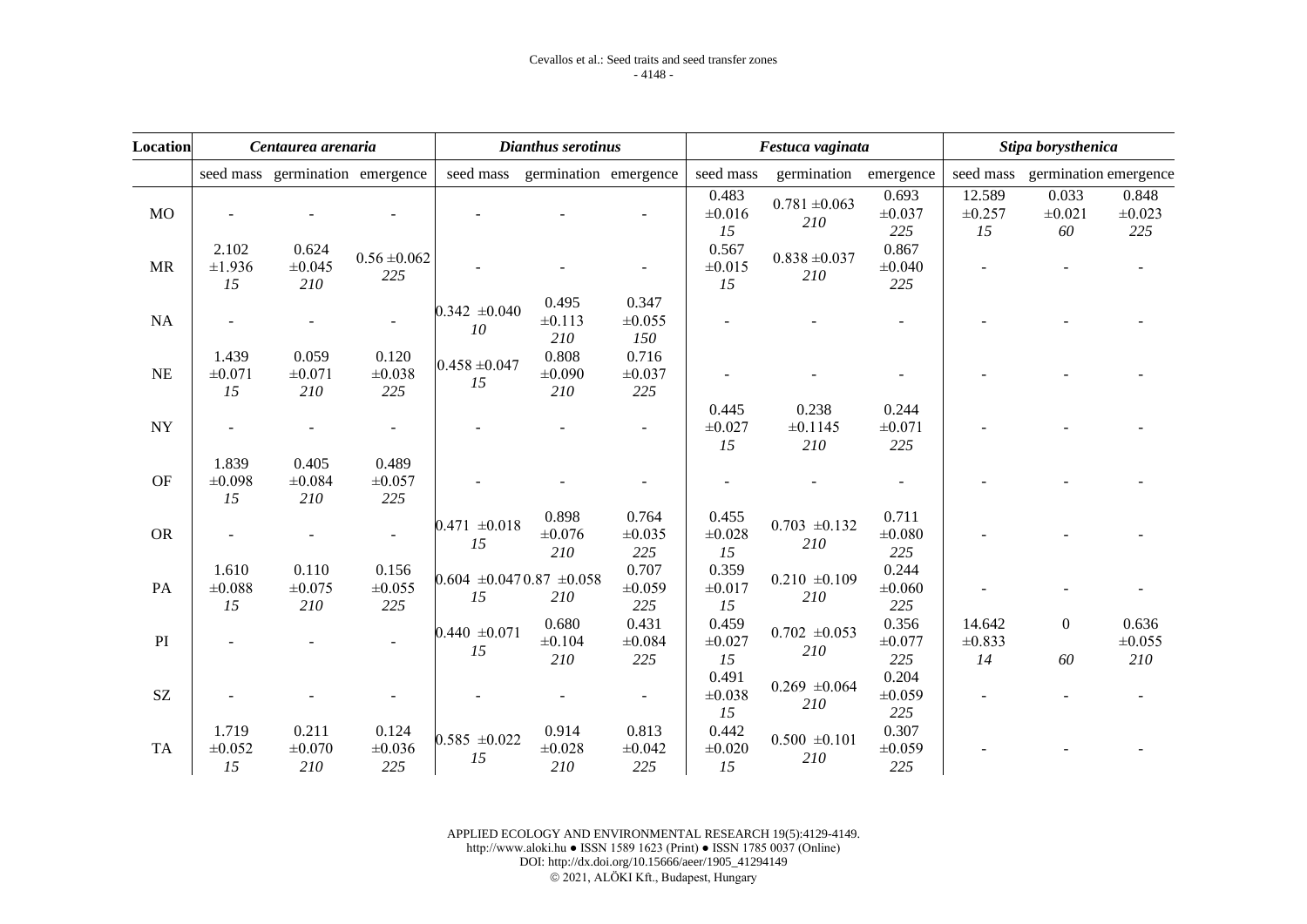| Location | *Centaurea arenaria* | | | *Dianthus serotinus* | | | *Festuca vaginata* | | | *Stipa borysthenica* | | |
|---|---|---|---|---|---|---|---|---|---|---|---|---|
| | seed mass | germination | emergence | seed mass | germination | emergence | seed mass | germination | emergence | seed mass | germination | emergence |
| MO | - | - | - | - | - | - | 0.483 ±0.016 *15* | 0.781 ±0.063 *210* | 0.693 ±0.037 *225* | 12.589 ±0.257 *15* | 0.033 ±0.021 *60* | 0.848 ±0.023 *225* |
| MR | 2.102 ±1.936 *15* | 0.624 ±0.045 *210* | 0.56 ±0.062 *225* | - | - | - | 0.567 ±0.015 *15* | 0.838 ±0.037 *210* | 0.867 ±0.040 *225* | - | - | - |
| NA | - | - | - | 0.342 ±0.040 *10* | 0.495 ±0.113 *210* | 0.347 ±0.055 *150* | - | - | - | - | - | - |
| NE | 1.439 ±0.071 *15* | 0.059 ±0.071 *210* | 0.120 ±0.038 *225* | 0.458 ±0.047 *15* | 0.808 ±0.090 *210* | 0.716 ±0.037 *225* | - | - | - | - | - | - |
| NY | - | - | - | - | - | - | 0.445 ±0.027 *15* | 0.238 ±0.1145 *210* | 0.244 ±0.071 *225* | - | - | - |
| OF | 1.839 ±0.098 *15* | 0.405 ±0.084 *210* | 0.489 ±0.057 *225* | - | - | - | - | - | - | - | - | - |
| OR | - | - | - | 0.471 ±0.018 *15* | 0.898 ±0.076 *210* | 0.764 ±0.035 *225* | 0.455 ±0.028 *15* | 0.703 ±0.132 *210* | 0.711 ±0.080 *225* | - | - | - |
| PA | 1.610 ±0.088 *15* | 0.110 ±0.075 *210* | 0.156 ±0.055 *225* | 0.604 ±0.047 *15* | 0.87 ±0.058 *210* | 0.707 ±0.059 *225* | 0.359 ±0.017 *15* | 0.210 ±0.109 *210* | 0.244 ±0.060 *225* | - | - | - |
| PI | - | - | - | 0.440 ±0.071 *15* | 0.680 ±0.104 *210* | 0.431 ±0.084 *225* | 0.459 ±0.027 *15* | 0.702 ±0.053 *210* | 0.356 ±0.077 *225* | 14.642 ±0.833 *14* | 0 *60* | 0.636 ±0.055 *210* |
| SZ | - | - | - | - | - | - | 0.491 ±0.038 *15* | 0.269 ±0.064 *210* | 0.204 ±0.059 *225* | - | - | - |
| TA | 1.719 ±0.052 *15* | 0.211 ±0.070 *210* | 0.124 ±0.036 *225* | 0.585 ±0.022 *15* | 0.914 ±0.028 *210* | 0.813 ±0.042 *225* | 0.442 ±0.020 *15* | 0.500 ±0.101 *210* | 0.307 ±0.059 *225* | - | - | - |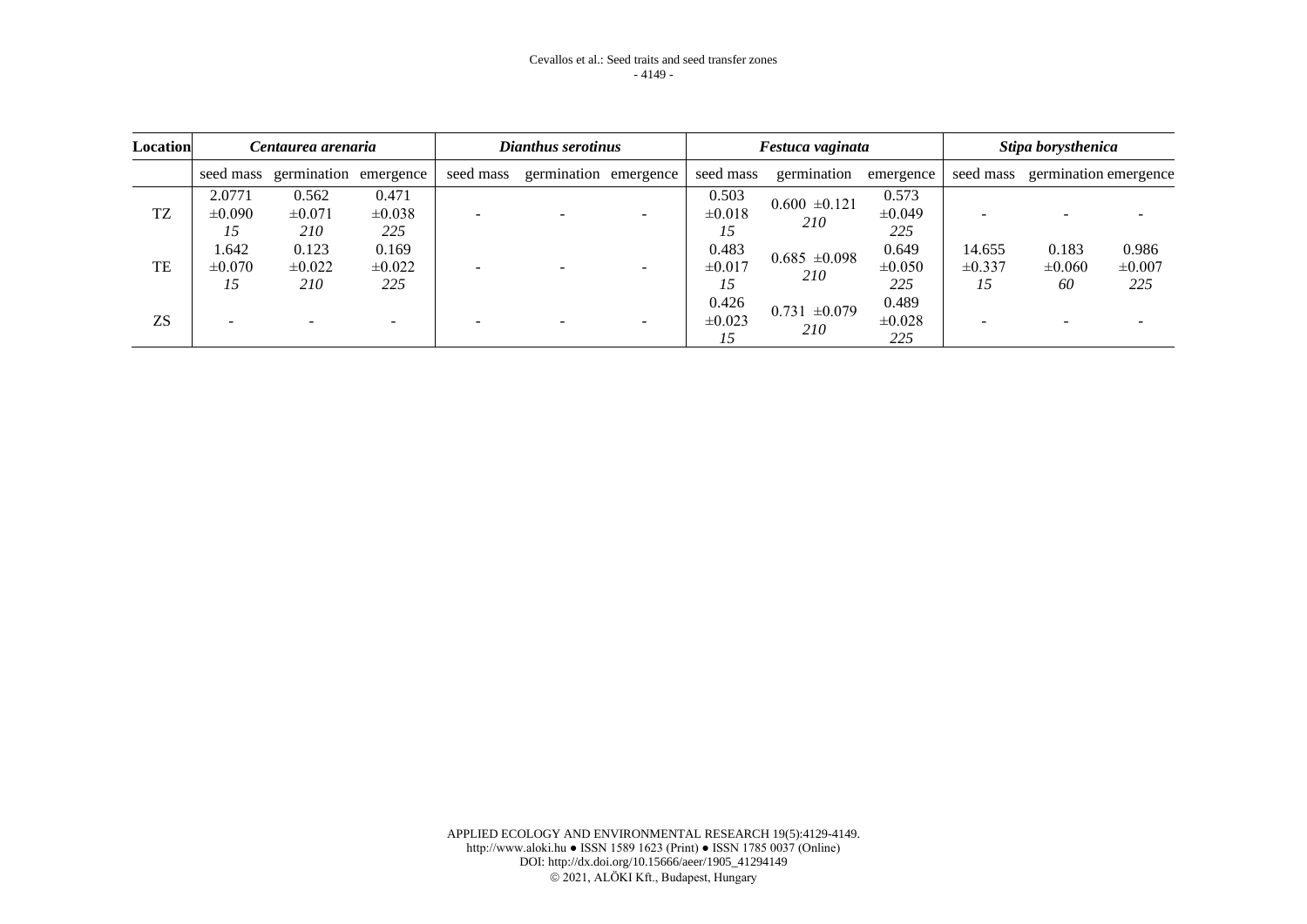| Location | *Centaurea arenaria* | | | *Dianthus serotinus* | | | *Festuca vaginata* | | | *Stipa borysthenica* | | |
|---|---|---|---|---|---|---|---|---|---|---|---|---|
| | seed mass | germination | emergence | seed mass | germination | emergence | seed mass | germination | emergence | seed mass | germination | emergence |
| TZ | 2.0771 ±0.090 *15* | 0.562 ±0.071 *210* | 0.471 ±0.038 *225* | - | - | - | 0.503 ±0.018 *15* | 0.600 ±0.121 *210* | 0.573 ±0.049 *225* | - | - | - |
| TE | 1.642 ±0.070 *15* | 0.123 ±0.022 *210* | 0.169 ±0.022 *225* | - | - | - | 0.483 ±0.017 *15* | 0.685 ±0.098 *210* | 0.649 ±0.050 *225* | 14.655 ±0.337 *15* | 0.183 ±0.060 *60* | 0.986 ±0.007 *225* |
| ZS | - | - | - | - | - | - | 0.426 ±0.023 *15* | 0.731 ±0.079 *210* | 0.489 ±0.028 *225* | - | - | - |